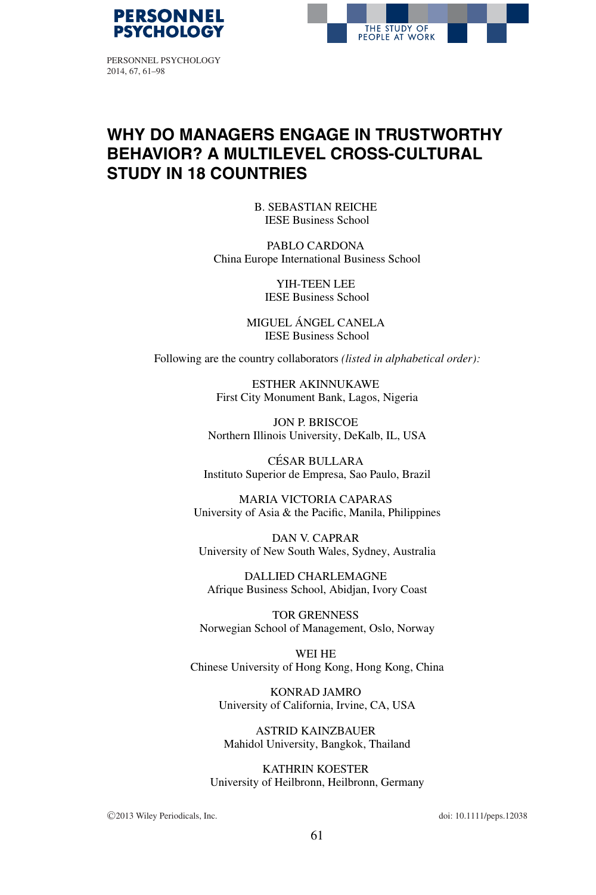# WHY DO MANAGERS ENGAGE IN TRUSTWORTHY BEHAVIOR? A MULTILEVEL CROSS-CULTURAL STUDY IN 18 COUNTRIES

B. SEBASTIAN REICHE
IESE Business School

PABLO CARDONA
China Europe International Business School

YIH-TEEN LEE
IESE Business School

MIGUEL ÁNGEL CANELA
IESE Business School

Following are the country collaborators *(listed in alphabetical order)*:

ESTHER AKINNUKAWE
First City Monument Bank, Lagos, Nigeria

JON P. BRISCOE
Northern Illinois University, DeKalb, IL, USA

CÉSAR BULLARA
Instituto Superior de Empresa, Sao Paulo, Brazil

MARIA VICTORIA CAPARAS
University of Asia & the Pacific, Manila, Philippines

DAN V. CAPRAR
University of New South Wales, Sydney, Australia

DALLIED CHARLEMAGNE
Afrique Business School, Abidjan, Ivory Coast

TOR GRENNESS
Norwegian School of Management, Oslo, Norway

WEI HE
Chinese University of Hong Kong, Hong Kong, China

KONRAD JAMRO
University of California, Irvine, CA, USA

ASTRID KAINZBAUER
Mahidol University, Bangkok, Thailand

KATHRIN KOESTER
University of Heilbronn, Heilbronn, Germany

©2013 Wiley Periodicals, Inc. doi: 10.1111/peps.12038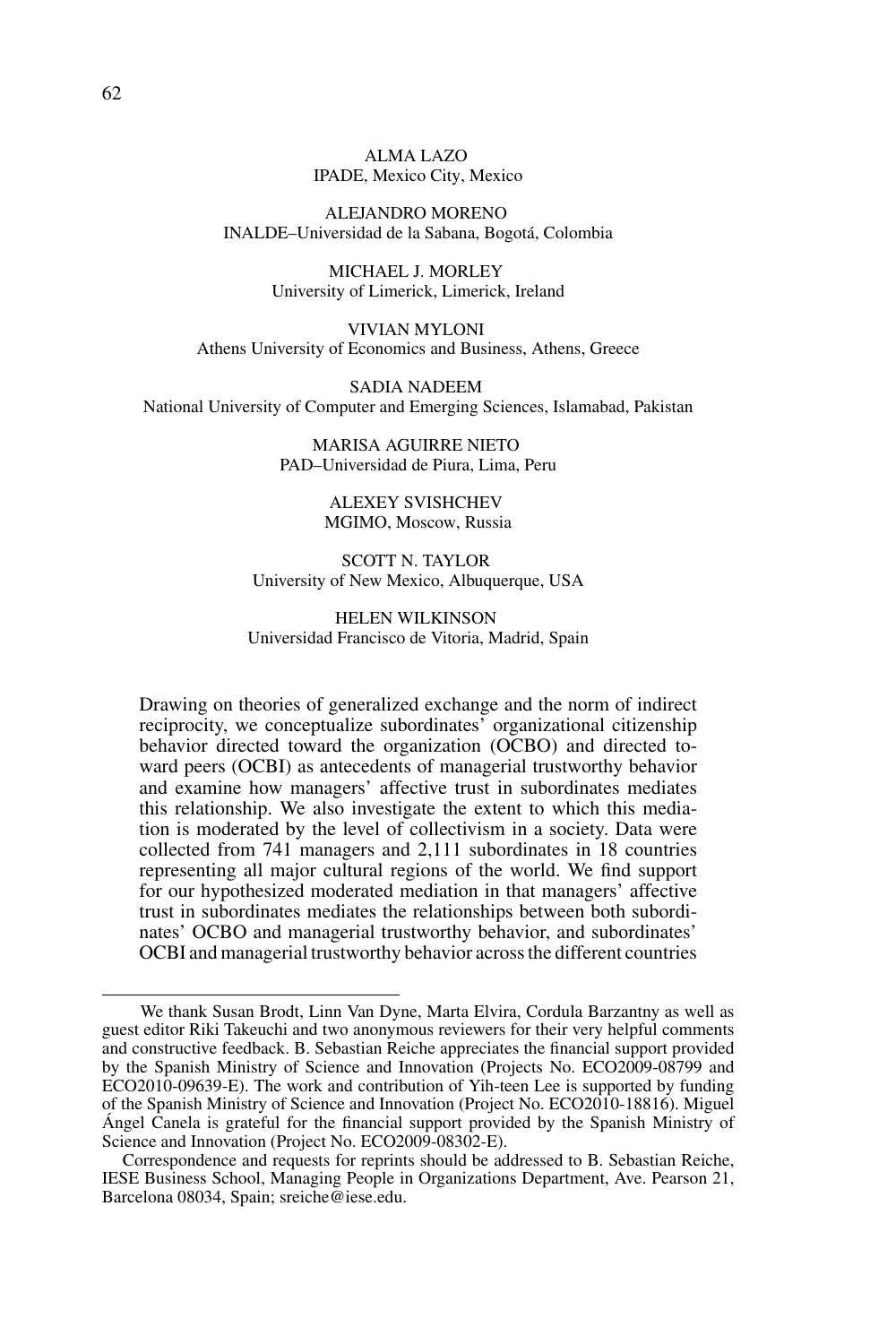ALMA LAZO
IPADE, Mexico City, Mexico

ALEJANDRO MORENO
INALDE–Universidad de la Sabana, Bogotá, Colombia

MICHAEL J. MORLEY
University of Limerick, Limerick, Ireland

VIVIAN MYLONI
Athens University of Economics and Business, Athens, Greece

SADIA NADEEM
National University of Computer and Emerging Sciences, Islamabad, Pakistan

MARISA AGUIRRE NIETO
PAD–Universidad de Piura, Lima, Peru

ALEXEY SVISHCHEV
MGIMO, Moscow, Russia

SCOTT N. TAYLOR
University of New Mexico, Albuquerque, USA

HELEN WILKINSON
Universidad Francisco de Vitoria, Madrid, Spain

Drawing on theories of generalized exchange and the norm of indirect reciprocity, we conceptualize subordinates' organizational citizenship behavior directed toward the organization (OCBO) and directed toward peers (OCBI) as antecedents of managerial trustworthy behavior and examine how managers' affective trust in subordinates mediates this relationship. We also investigate the extent to which this mediation is moderated by the level of collectivism in a society. Data were collected from 741 managers and 2,111 subordinates in 18 countries representing all major cultural regions of the world. We find support for our hypothesized moderated mediation in that managers' affective trust in subordinates mediates the relationships between both subordinates' OCBO and managerial trustworthy behavior, and subordinates' OCBI and managerial trustworthy behavior across the different countries

---

We thank Susan Brodt, Linn Van Dyne, Marta Elvira, Cordula Barzantny as well as guest editor Riki Takeuchi and two anonymous reviewers for their very helpful comments and constructive feedback. B. Sebastian Reiche appreciates the financial support provided by the Spanish Ministry of Science and Innovation (Projects No. ECO2009-08799 and ECO2010-09639-E). The work and contribution of Yih-teen Lee is supported by funding of the Spanish Ministry of Science and Innovation (Project No. ECO2010-18816). Miguel Ángel Canela is grateful for the financial support provided by the Spanish Ministry of Science and Innovation (Project No. ECO2009-08302-E).

Correspondence and requests for reprints should be addressed to B. Sebastian Reiche, IESE Business School, Managing People in Organizations Department, Ave. Pearson 21, Barcelona 08034, Spain; sreiche@iese.edu.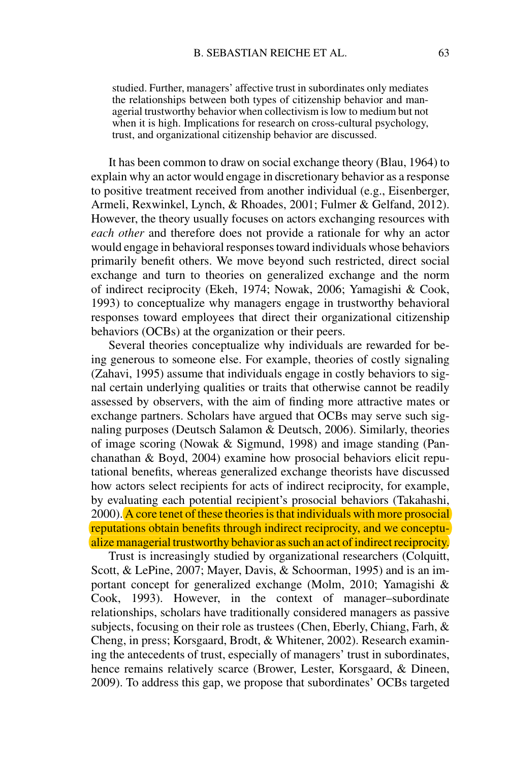studied. Further, managers' affective trust in subordinates only mediates the relationships between both types of citizenship behavior and managerial trustworthy behavior when collectivism is low to medium but not when it is high. Implications for research on cross-cultural psychology, trust, and organizational citizenship behavior are discussed.

It has been common to draw on social exchange theory (Blau, 1964) to explain why an actor would engage in discretionary behavior as a response to positive treatment received from another individual (e.g., Eisenberger, Armeli, Rexwinkel, Lynch, & Rhoades, 2001; Fulmer & Gelfand, 2012). However, the theory usually focuses on actors exchanging resources with *each other* and therefore does not provide a rationale for why an actor would engage in behavioral responses toward individuals whose behaviors primarily benefit others. We move beyond such restricted, direct social exchange and turn to theories on generalized exchange and the norm of indirect reciprocity (Ekeh, 1974; Nowak, 2006; Yamagishi & Cook, 1993) to conceptualize why managers engage in trustworthy behavioral responses toward employees that direct their organizational citizenship behaviors (OCBs) at the organization or their peers.

Several theories conceptualize why individuals are rewarded for being generous to someone else. For example, theories of costly signaling (Zahavi, 1995) assume that individuals engage in costly behaviors to signal certain underlying qualities or traits that otherwise cannot be readily assessed by observers, with the aim of finding more attractive mates or exchange partners. Scholars have argued that OCBs may serve such signaling purposes (Deutsch Salamon & Deutsch, 2006). Similarly, theories of image scoring (Nowak & Sigmund, 1998) and image standing (Panchanathan & Boyd, 2004) examine how prosocial behaviors elicit reputational benefits, whereas generalized exchange theorists have discussed how actors select recipients for acts of indirect reciprocity, for example, by evaluating each potential recipient's prosocial behaviors (Takahashi, 2000). A core tenet of these theories is that individuals with more prosocial reputations obtain benefits through indirect reciprocity, and we conceptualize managerial trustworthy behavior as such an act of indirect reciprocity.

Trust is increasingly studied by organizational researchers (Colquitt, Scott, & LePine, 2007; Mayer, Davis, & Schoorman, 1995) and is an important concept for generalized exchange (Molm, 2010; Yamagishi & Cook, 1993). However, in the context of manager–subordinate relationships, scholars have traditionally considered managers as passive subjects, focusing on their role as trustees (Chen, Eberly, Chiang, Farh, & Cheng, in press; Korsgaard, Brodt, & Whitener, 2002). Research examining the antecedents of trust, especially of managers' trust in subordinates, hence remains relatively scarce (Brower, Lester, Korsgaard, & Dineen, 2009). To address this gap, we propose that subordinates' OCBs targeted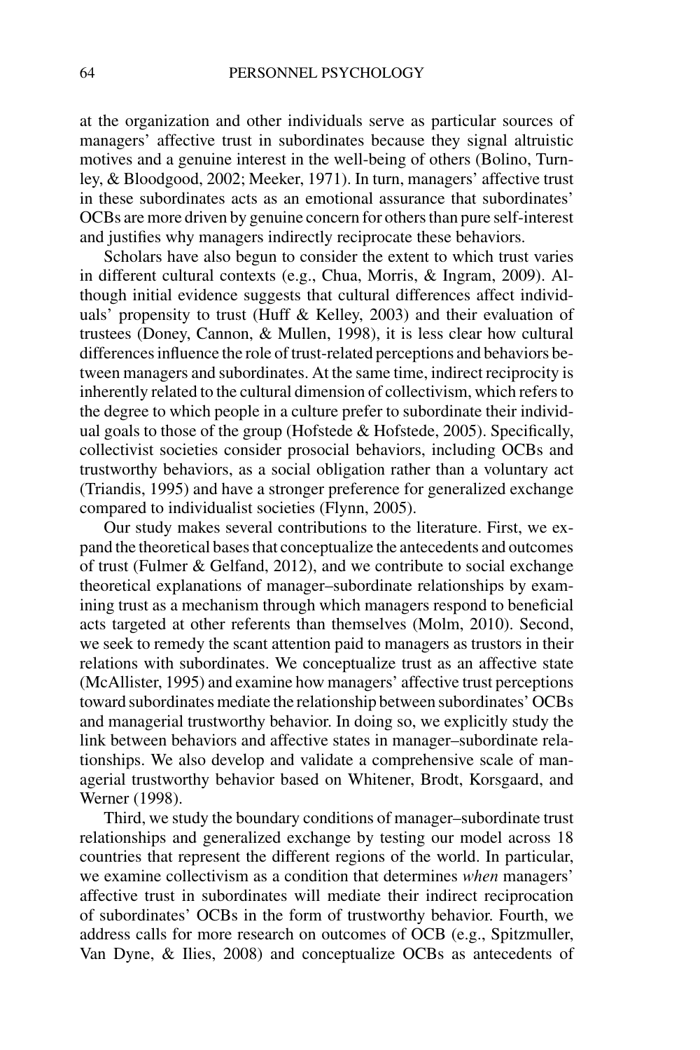at the organization and other individuals serve as particular sources of managers' affective trust in subordinates because they signal altruistic motives and a genuine interest in the well-being of others (Bolino, Turnley, & Bloodgood, 2002; Meeker, 1971). In turn, managers' affective trust in these subordinates acts as an emotional assurance that subordinates' OCBs are more driven by genuine concern for others than pure self-interest and justifies why managers indirectly reciprocate these behaviors.

Scholars have also begun to consider the extent to which trust varies in different cultural contexts (e.g., Chua, Morris, & Ingram, 2009). Although initial evidence suggests that cultural differences affect individuals' propensity to trust (Huff & Kelley, 2003) and their evaluation of trustees (Doney, Cannon, & Mullen, 1998), it is less clear how cultural differences influence the role of trust-related perceptions and behaviors between managers and subordinates. At the same time, indirect reciprocity is inherently related to the cultural dimension of collectivism, which refers to the degree to which people in a culture prefer to subordinate their individual goals to those of the group (Hofstede & Hofstede, 2005). Specifically, collectivist societies consider prosocial behaviors, including OCBs and trustworthy behaviors, as a social obligation rather than a voluntary act (Triandis, 1995) and have a stronger preference for generalized exchange compared to individualist societies (Flynn, 2005).

Our study makes several contributions to the literature. First, we expand the theoretical bases that conceptualize the antecedents and outcomes of trust (Fulmer & Gelfand, 2012), and we contribute to social exchange theoretical explanations of manager–subordinate relationships by examining trust as a mechanism through which managers respond to beneficial acts targeted at other referents than themselves (Molm, 2010). Second, we seek to remedy the scant attention paid to managers as trustors in their relations with subordinates. We conceptualize trust as an affective state (McAllister, 1995) and examine how managers' affective trust perceptions toward subordinates mediate the relationship between subordinates' OCBs and managerial trustworthy behavior. In doing so, we explicitly study the link between behaviors and affective states in manager–subordinate relationships. We also develop and validate a comprehensive scale of managerial trustworthy behavior based on Whitener, Brodt, Korsgaard, and Werner (1998).

Third, we study the boundary conditions of manager–subordinate trust relationships and generalized exchange by testing our model across 18 countries that represent the different regions of the world. In particular, we examine collectivism as a condition that determines *when* managers' affective trust in subordinates will mediate their indirect reciprocation of subordinates' OCBs in the form of trustworthy behavior. Fourth, we address calls for more research on outcomes of OCB (e.g., Spitzmuller, Van Dyne, & Ilies, 2008) and conceptualize OCBs as antecedents of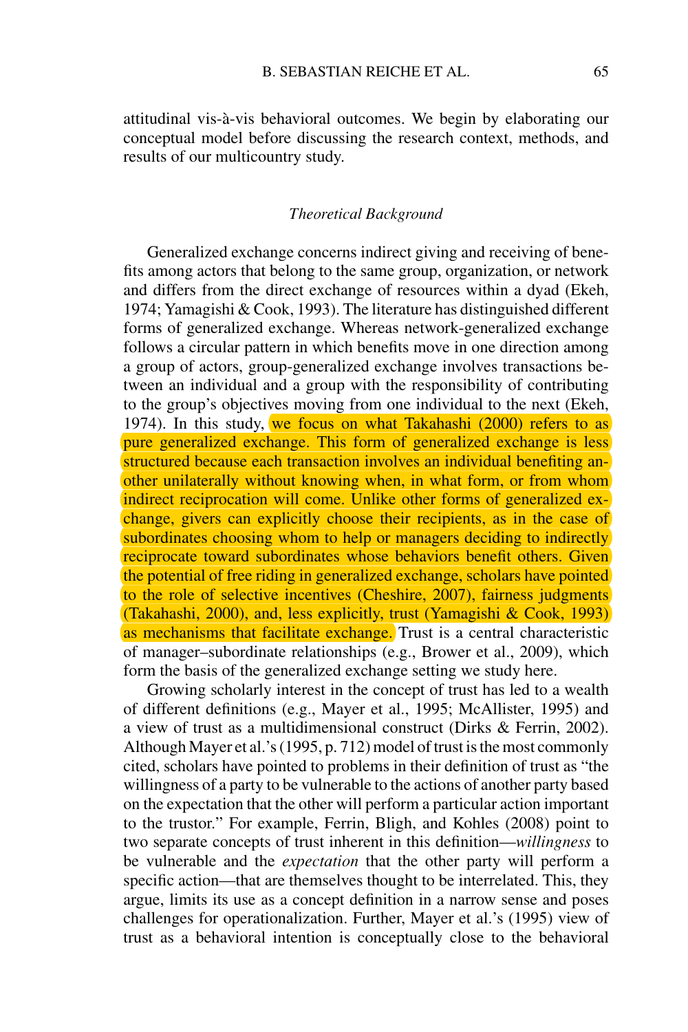attitudinal vis-à-vis behavioral outcomes. We begin by elaborating our conceptual model before discussing the research context, methods, and results of our multicountry study.

## *Theoretical Background*

Generalized exchange concerns indirect giving and receiving of benefits among actors that belong to the same group, organization, or network and differs from the direct exchange of resources within a dyad (Ekeh, 1974; Yamagishi & Cook, 1993). The literature has distinguished different forms of generalized exchange. Whereas network-generalized exchange follows a circular pattern in which benefits move in one direction among a group of actors, group-generalized exchange involves transactions between an individual and a group with the responsibility of contributing to the group's objectives moving from one individual to the next (Ekeh, 1974). In this study, we focus on what Takahashi (2000) refers to as pure generalized exchange. This form of generalized exchange is less structured because each transaction involves an individual benefiting another unilaterally without knowing when, in what form, or from whom indirect reciprocation will come. Unlike other forms of generalized exchange, givers can explicitly choose their recipients, as in the case of subordinates choosing whom to help or managers deciding to indirectly reciprocate toward subordinates whose behaviors benefit others. Given the potential of free riding in generalized exchange, scholars have pointed to the role of selective incentives (Cheshire, 2007), fairness judgments (Takahashi, 2000), and, less explicitly, trust (Yamagishi & Cook, 1993) as mechanisms that facilitate exchange. Trust is a central characteristic of manager–subordinate relationships (e.g., Brower et al., 2009), which form the basis of the generalized exchange setting we study here.

Growing scholarly interest in the concept of trust has led to a wealth of different definitions (e.g., Mayer et al., 1995; McAllister, 1995) and a view of trust as a multidimensional construct (Dirks & Ferrin, 2002). Although Mayer et al.'s (1995, p. 712) model of trust is the most commonly cited, scholars have pointed to problems in their definition of trust as "the willingness of a party to be vulnerable to the actions of another party based on the expectation that the other will perform a particular action important to the trustor." For example, Ferrin, Bligh, and Kohles (2008) point to two separate concepts of trust inherent in this definition—*willingness* to be vulnerable and the *expectation* that the other party will perform a specific action—that are themselves thought to be interrelated. This, they argue, limits its use as a concept definition in a narrow sense and poses challenges for operationalization. Further, Mayer et al.'s (1995) view of trust as a behavioral intention is conceptually close to the behavioral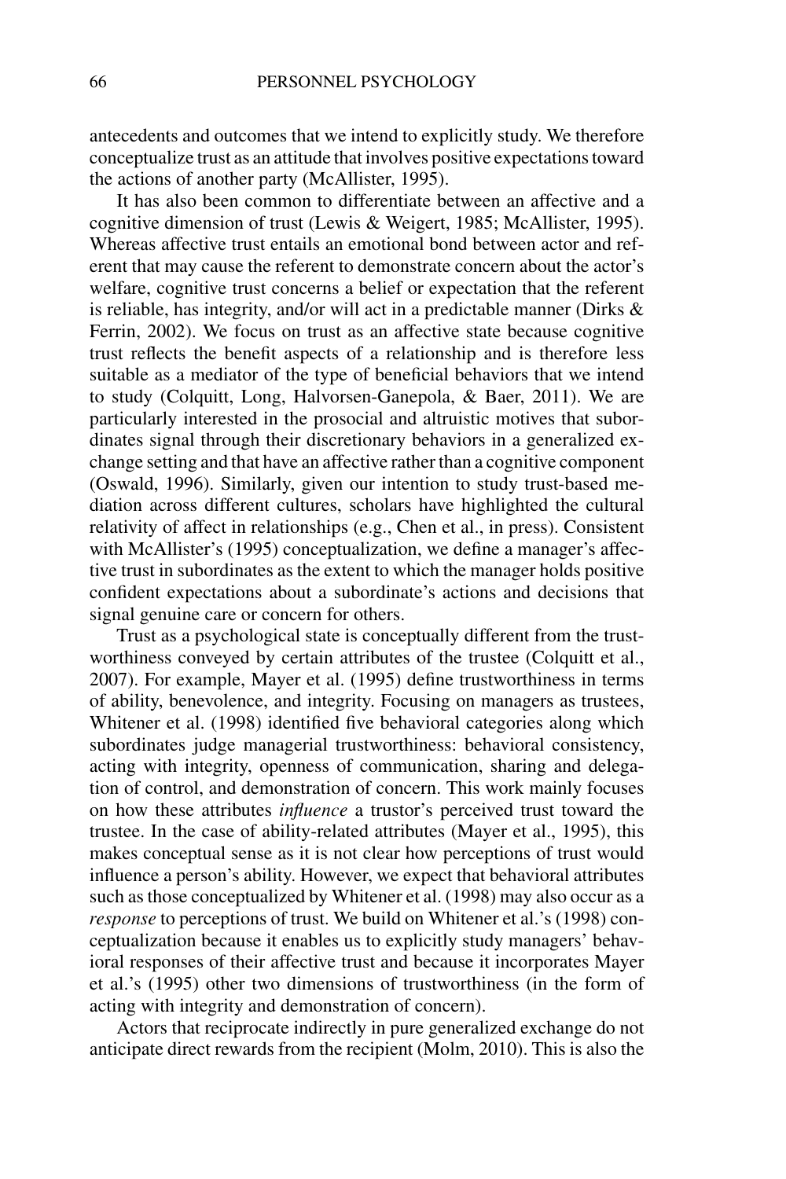antecedents and outcomes that we intend to explicitly study. We therefore conceptualize trust as an attitude that involves positive expectations toward the actions of another party (McAllister, 1995).

It has also been common to differentiate between an affective and a cognitive dimension of trust (Lewis & Weigert, 1985; McAllister, 1995). Whereas affective trust entails an emotional bond between actor and referent that may cause the referent to demonstrate concern about the actor's welfare, cognitive trust concerns a belief or expectation that the referent is reliable, has integrity, and/or will act in a predictable manner (Dirks & Ferrin, 2002). We focus on trust as an affective state because cognitive trust reflects the benefit aspects of a relationship and is therefore less suitable as a mediator of the type of beneficial behaviors that we intend to study (Colquitt, Long, Halvorsen-Ganepola, & Baer, 2011). We are particularly interested in the prosocial and altruistic motives that subordinates signal through their discretionary behaviors in a generalized exchange setting and that have an affective rather than a cognitive component (Oswald, 1996). Similarly, given our intention to study trust-based mediation across different cultures, scholars have highlighted the cultural relativity of affect in relationships (e.g., Chen et al., in press). Consistent with McAllister's (1995) conceptualization, we define a manager's affective trust in subordinates as the extent to which the manager holds positive confident expectations about a subordinate's actions and decisions that signal genuine care or concern for others.

Trust as a psychological state is conceptually different from the trustworthiness conveyed by certain attributes of the trustee (Colquitt et al., 2007). For example, Mayer et al. (1995) define trustworthiness in terms of ability, benevolence, and integrity. Focusing on managers as trustees, Whitener et al. (1998) identified five behavioral categories along which subordinates judge managerial trustworthiness: behavioral consistency, acting with integrity, openness of communication, sharing and delegation of control, and demonstration of concern. This work mainly focuses on how these attributes *influence* a trustor's perceived trust toward the trustee. In the case of ability-related attributes (Mayer et al., 1995), this makes conceptual sense as it is not clear how perceptions of trust would influence a person's ability. However, we expect that behavioral attributes such as those conceptualized by Whitener et al. (1998) may also occur as a *response* to perceptions of trust. We build on Whitener et al.'s (1998) conceptualization because it enables us to explicitly study managers' behavioral responses of their affective trust and because it incorporates Mayer et al.'s (1995) other two dimensions of trustworthiness (in the form of acting with integrity and demonstration of concern).

Actors that reciprocate indirectly in pure generalized exchange do not anticipate direct rewards from the recipient (Molm, 2010). This is also the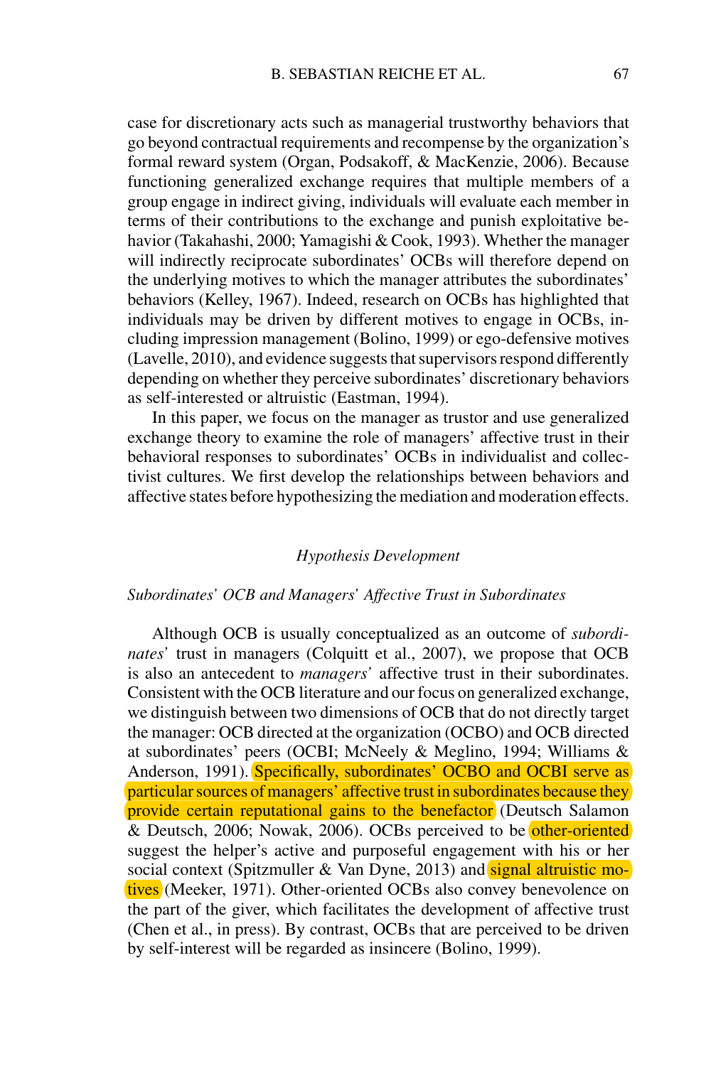case for discretionary acts such as managerial trustworthy behaviors that go beyond contractual requirements and recompense by the organization's formal reward system (Organ, Podsakoff, & MacKenzie, 2006). Because functioning generalized exchange requires that multiple members of a group engage in indirect giving, individuals will evaluate each member in terms of their contributions to the exchange and punish exploitative behavior (Takahashi, 2000; Yamagishi & Cook, 1993). Whether the manager will indirectly reciprocate subordinates' OCBs will therefore depend on the underlying motives to which the manager attributes the subordinates' behaviors (Kelley, 1967). Indeed, research on OCBs has highlighted that individuals may be driven by different motives to engage in OCBs, including impression management (Bolino, 1999) or ego-defensive motives (Lavelle, 2010), and evidence suggests that supervisors respond differently depending on whether they perceive subordinates' discretionary behaviors as self-interested or altruistic (Eastman, 1994).

In this paper, we focus on the manager as trustor and use generalized exchange theory to examine the role of managers' affective trust in their behavioral responses to subordinates' OCBs in individualist and collectivist cultures. We first develop the relationships between behaviors and affective states before hypothesizing the mediation and moderation effects.

## *Hypothesis Development*

### *Subordinates' OCB and Managers' Affective Trust in Subordinates*

Although OCB is usually conceptualized as an outcome of *subordinates'* trust in managers (Colquitt et al., 2007), we propose that OCB is also an antecedent to *managers'* affective trust in their subordinates. Consistent with the OCB literature and our focus on generalized exchange, we distinguish between two dimensions of OCB that do not directly target the manager: OCB directed at the organization (OCBO) and OCB directed at subordinates' peers (OCBI; McNeely & Meglino, 1994; Williams & Anderson, 1991). Specifically, subordinates' OCBO and OCBI serve as particular sources of managers' affective trust in subordinates because they provide certain reputational gains to the benefactor (Deutsch Salamon & Deutsch, 2006; Nowak, 2006). OCBs perceived to be other-oriented suggest the helper's active and purposeful engagement with his or her social context (Spitzmuller & Van Dyne, 2013) and signal altruistic motives (Meeker, 1971). Other-oriented OCBs also convey benevolence on the part of the giver, which facilitates the development of affective trust (Chen et al., in press). By contrast, OCBs that are perceived to be driven by self-interest will be regarded as insincere (Bolino, 1999).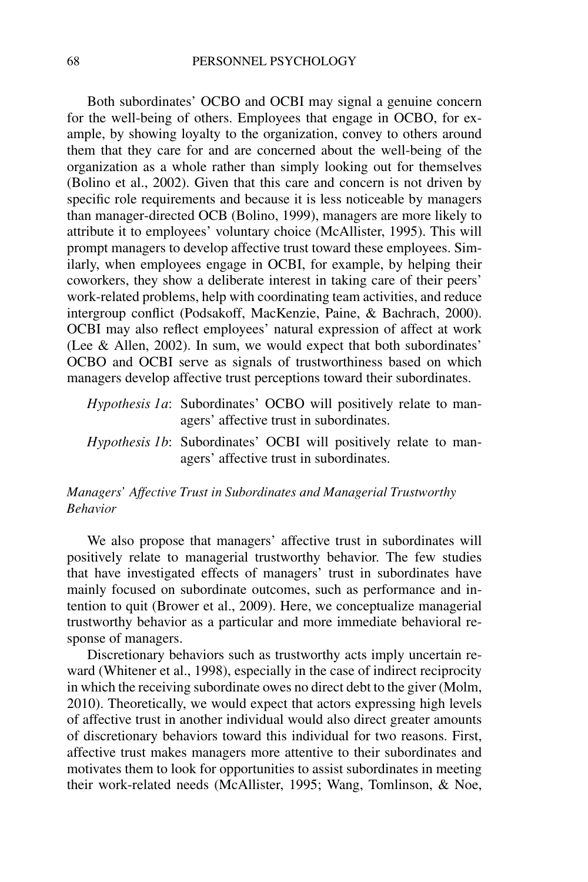Both subordinates' OCBO and OCBI may signal a genuine concern for the well-being of others. Employees that engage in OCBO, for example, by showing loyalty to the organization, convey to others around them that they care for and are concerned about the well-being of the organization as a whole rather than simply looking out for themselves (Bolino et al., 2002). Given that this care and concern is not driven by specific role requirements and because it is less noticeable by managers than manager-directed OCB (Bolino, 1999), managers are more likely to attribute it to employees' voluntary choice (McAllister, 1995). This will prompt managers to develop affective trust toward these employees. Similarly, when employees engage in OCBI, for example, by helping their coworkers, they show a deliberate interest in taking care of their peers' work-related problems, help with coordinating team activities, and reduce intergroup conflict (Podsakoff, MacKenzie, Paine, & Bachrach, 2000). OCBI may also reflect employees' natural expression of affect at work (Lee & Allen, 2002). In sum, we would expect that both subordinates' OCBO and OCBI serve as signals of trustworthiness based on which managers develop affective trust perceptions toward their subordinates.

*Hypothesis 1a*: Subordinates' OCBO will positively relate to managers' affective trust in subordinates.

*Hypothesis 1b*: Subordinates' OCBI will positively relate to managers' affective trust in subordinates.

### *Managers' Affective Trust in Subordinates and Managerial Trustworthy Behavior*

We also propose that managers' affective trust in subordinates will positively relate to managerial trustworthy behavior. The few studies that have investigated effects of managers' trust in subordinates have mainly focused on subordinate outcomes, such as performance and intention to quit (Brower et al., 2009). Here, we conceptualize managerial trustworthy behavior as a particular and more immediate behavioral response of managers.

Discretionary behaviors such as trustworthy acts imply uncertain reward (Whitener et al., 1998), especially in the case of indirect reciprocity in which the receiving subordinate owes no direct debt to the giver (Molm, 2010). Theoretically, we would expect that actors expressing high levels of affective trust in another individual would also direct greater amounts of discretionary behaviors toward this individual for two reasons. First, affective trust makes managers more attentive to their subordinates and motivates them to look for opportunities to assist subordinates in meeting their work-related needs (McAllister, 1995; Wang, Tomlinson, & Noe,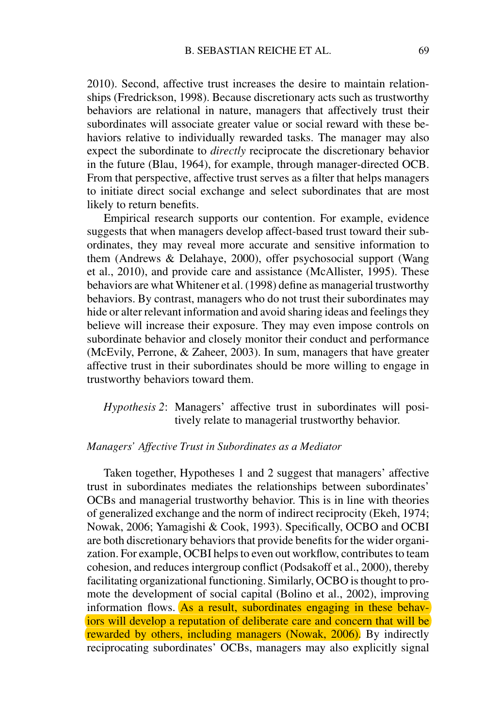2010). Second, affective trust increases the desire to maintain relationships (Fredrickson, 1998). Because discretionary acts such as trustworthy behaviors are relational in nature, managers that affectively trust their subordinates will associate greater value or social reward with these behaviors relative to individually rewarded tasks. The manager may also expect the subordinate to *directly* reciprocate the discretionary behavior in the future (Blau, 1964), for example, through manager-directed OCB. From that perspective, affective trust serves as a filter that helps managers to initiate direct social exchange and select subordinates that are most likely to return benefits.

Empirical research supports our contention. For example, evidence suggests that when managers develop affect-based trust toward their subordinates, they may reveal more accurate and sensitive information to them (Andrews & Delahaye, 2000), offer psychosocial support (Wang et al., 2010), and provide care and assistance (McAllister, 1995). These behaviors are what Whitener et al. (1998) define as managerial trustworthy behaviors. By contrast, managers who do not trust their subordinates may hide or alter relevant information and avoid sharing ideas and feelings they believe will increase their exposure. They may even impose controls on subordinate behavior and closely monitor their conduct and performance (McEvily, Perrone, & Zaheer, 2003). In sum, managers that have greater affective trust in their subordinates should be more willing to engage in trustworthy behaviors toward them.

> *Hypothesis 2*: Managers' affective trust in subordinates will positively relate to managerial trustworthy behavior.

### *Managers' Affective Trust in Subordinates as a Mediator*

Taken together, Hypotheses 1 and 2 suggest that managers' affective trust in subordinates mediates the relationships between subordinates' OCBs and managerial trustworthy behavior. This is in line with theories of generalized exchange and the norm of indirect reciprocity (Ekeh, 1974; Nowak, 2006; Yamagishi & Cook, 1993). Specifically, OCBO and OCBI are both discretionary behaviors that provide benefits for the wider organization. For example, OCBI helps to even out workflow, contributes to team cohesion, and reduces intergroup conflict (Podsakoff et al., 2000), thereby facilitating organizational functioning. Similarly, OCBO is thought to promote the development of social capital (Bolino et al., 2002), improving information flows. As a result, subordinates engaging in these behaviors will develop a reputation of deliberate care and concern that will be rewarded by others, including managers (Nowak, 2006). By indirectly reciprocating subordinates' OCBs, managers may also explicitly signal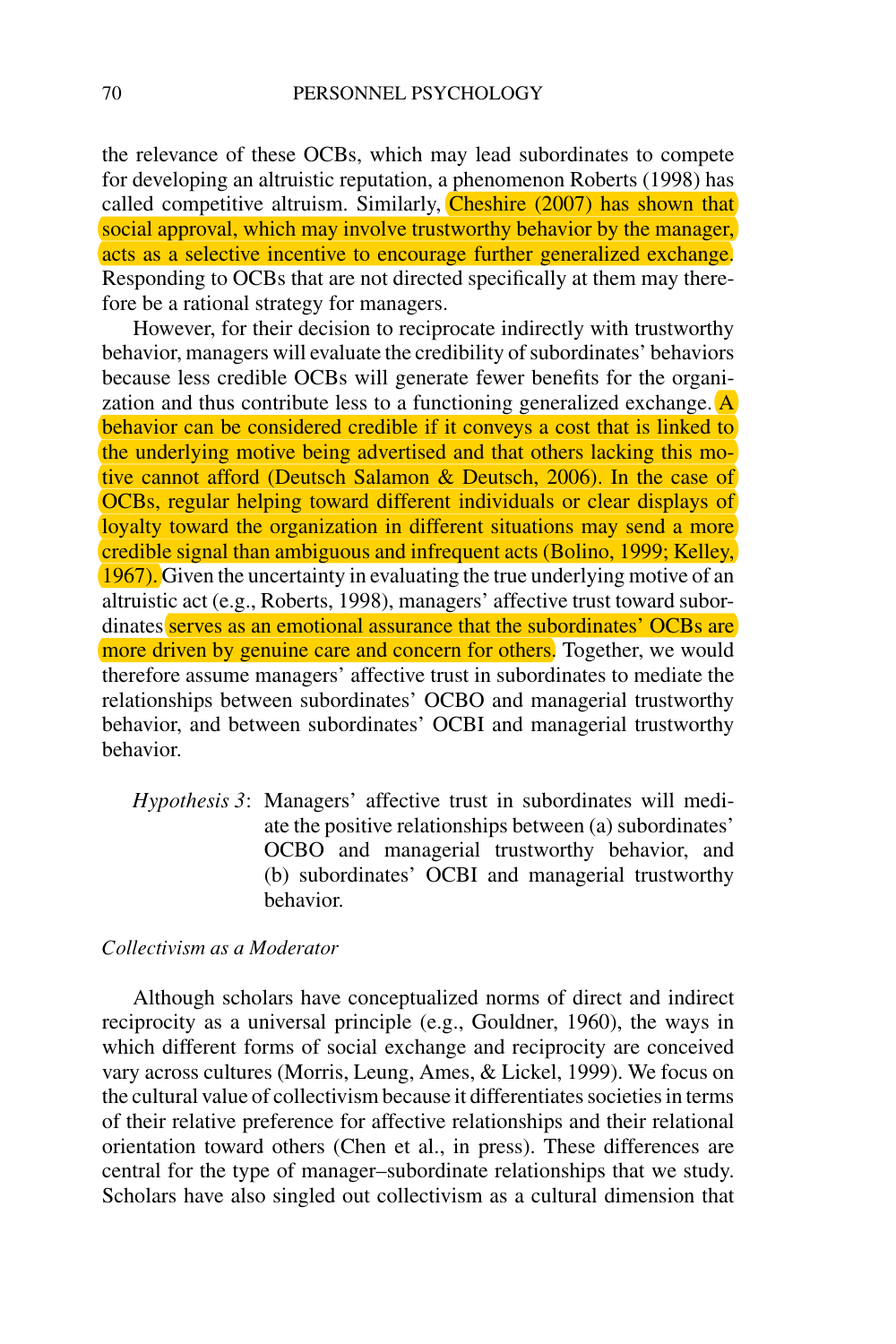the relevance of these OCBs, which may lead subordinates to compete for developing an altruistic reputation, a phenomenon Roberts (1998) has called competitive altruism. Similarly, Cheshire (2007) has shown that social approval, which may involve trustworthy behavior by the manager, acts as a selective incentive to encourage further generalized exchange. Responding to OCBs that are not directed specifically at them may therefore be a rational strategy for managers.

However, for their decision to reciprocate indirectly with trustworthy behavior, managers will evaluate the credibility of subordinates' behaviors because less credible OCBs will generate fewer benefits for the organization and thus contribute less to a functioning generalized exchange. A behavior can be considered credible if it conveys a cost that is linked to the underlying motive being advertised and that others lacking this motive cannot afford (Deutsch Salamon & Deutsch, 2006). In the case of OCBs, regular helping toward different individuals or clear displays of loyalty toward the organization in different situations may send a more credible signal than ambiguous and infrequent acts (Bolino, 1999; Kelley, 1967). Given the uncertainty in evaluating the true underlying motive of an altruistic act (e.g., Roberts, 1998), managers' affective trust toward subordinates serves as an emotional assurance that the subordinates' OCBs are more driven by genuine care and concern for others. Together, we would therefore assume managers' affective trust in subordinates to mediate the relationships between subordinates' OCBO and managerial trustworthy behavior, and between subordinates' OCBI and managerial trustworthy behavior.

*Hypothesis 3*: Managers' affective trust in subordinates will mediate the positive relationships between (a) subordinates' OCBO and managerial trustworthy behavior, and (b) subordinates' OCBI and managerial trustworthy behavior.

### *Collectivism as a Moderator*

Although scholars have conceptualized norms of direct and indirect reciprocity as a universal principle (e.g., Gouldner, 1960), the ways in which different forms of social exchange and reciprocity are conceived vary across cultures (Morris, Leung, Ames, & Lickel, 1999). We focus on the cultural value of collectivism because it differentiates societies in terms of their relative preference for affective relationships and their relational orientation toward others (Chen et al., in press). These differences are central for the type of manager–subordinate relationships that we study. Scholars have also singled out collectivism as a cultural dimension that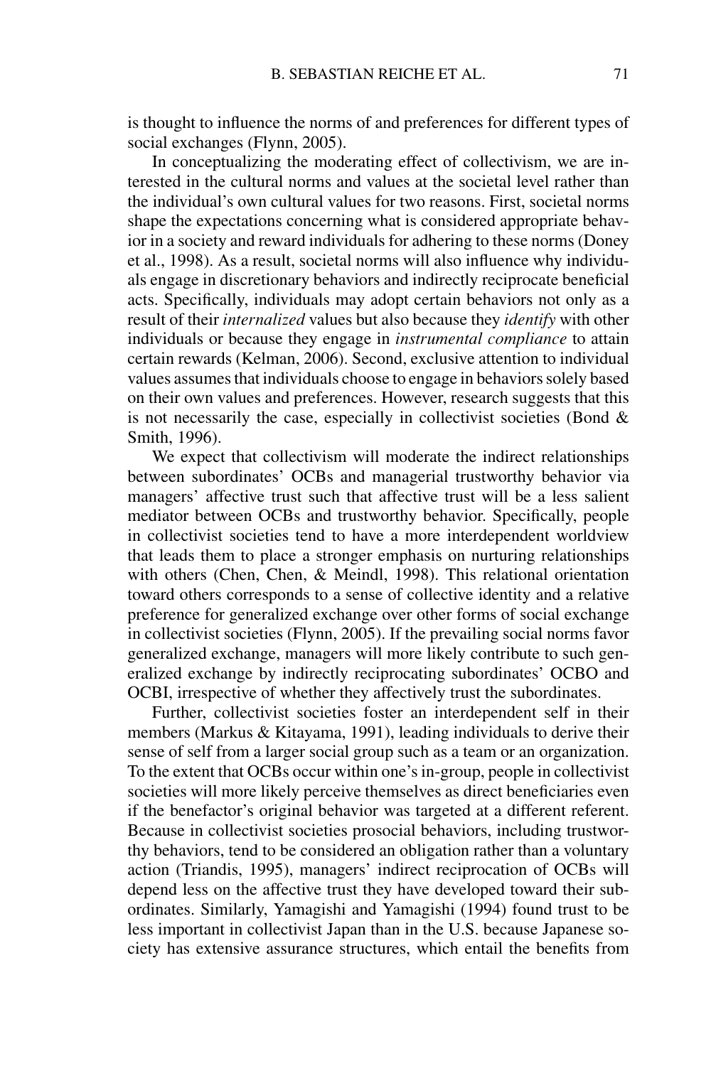is thought to influence the norms of and preferences for different types of social exchanges (Flynn, 2005).

In conceptualizing the moderating effect of collectivism, we are interested in the cultural norms and values at the societal level rather than the individual's own cultural values for two reasons. First, societal norms shape the expectations concerning what is considered appropriate behavior in a society and reward individuals for adhering to these norms (Doney et al., 1998). As a result, societal norms will also influence why individuals engage in discretionary behaviors and indirectly reciprocate beneficial acts. Specifically, individuals may adopt certain behaviors not only as a result of their *internalized* values but also because they *identify* with other individuals or because they engage in *instrumental compliance* to attain certain rewards (Kelman, 2006). Second, exclusive attention to individual values assumes that individuals choose to engage in behaviors solely based on their own values and preferences. However, research suggests that this is not necessarily the case, especially in collectivist societies (Bond & Smith, 1996).

We expect that collectivism will moderate the indirect relationships between subordinates' OCBs and managerial trustworthy behavior via managers' affective trust such that affective trust will be a less salient mediator between OCBs and trustworthy behavior. Specifically, people in collectivist societies tend to have a more interdependent worldview that leads them to place a stronger emphasis on nurturing relationships with others (Chen, Chen, & Meindl, 1998). This relational orientation toward others corresponds to a sense of collective identity and a relative preference for generalized exchange over other forms of social exchange in collectivist societies (Flynn, 2005). If the prevailing social norms favor generalized exchange, managers will more likely contribute to such generalized exchange by indirectly reciprocating subordinates' OCBO and OCBI, irrespective of whether they affectively trust the subordinates.

Further, collectivist societies foster an interdependent self in their members (Markus & Kitayama, 1991), leading individuals to derive their sense of self from a larger social group such as a team or an organization. To the extent that OCBs occur within one's in-group, people in collectivist societies will more likely perceive themselves as direct beneficiaries even if the benefactor's original behavior was targeted at a different referent. Because in collectivist societies prosocial behaviors, including trustworthy behaviors, tend to be considered an obligation rather than a voluntary action (Triandis, 1995), managers' indirect reciprocation of OCBs will depend less on the affective trust they have developed toward their subordinates. Similarly, Yamagishi and Yamagishi (1994) found trust to be less important in collectivist Japan than in the U.S. because Japanese society has extensive assurance structures, which entail the benefits from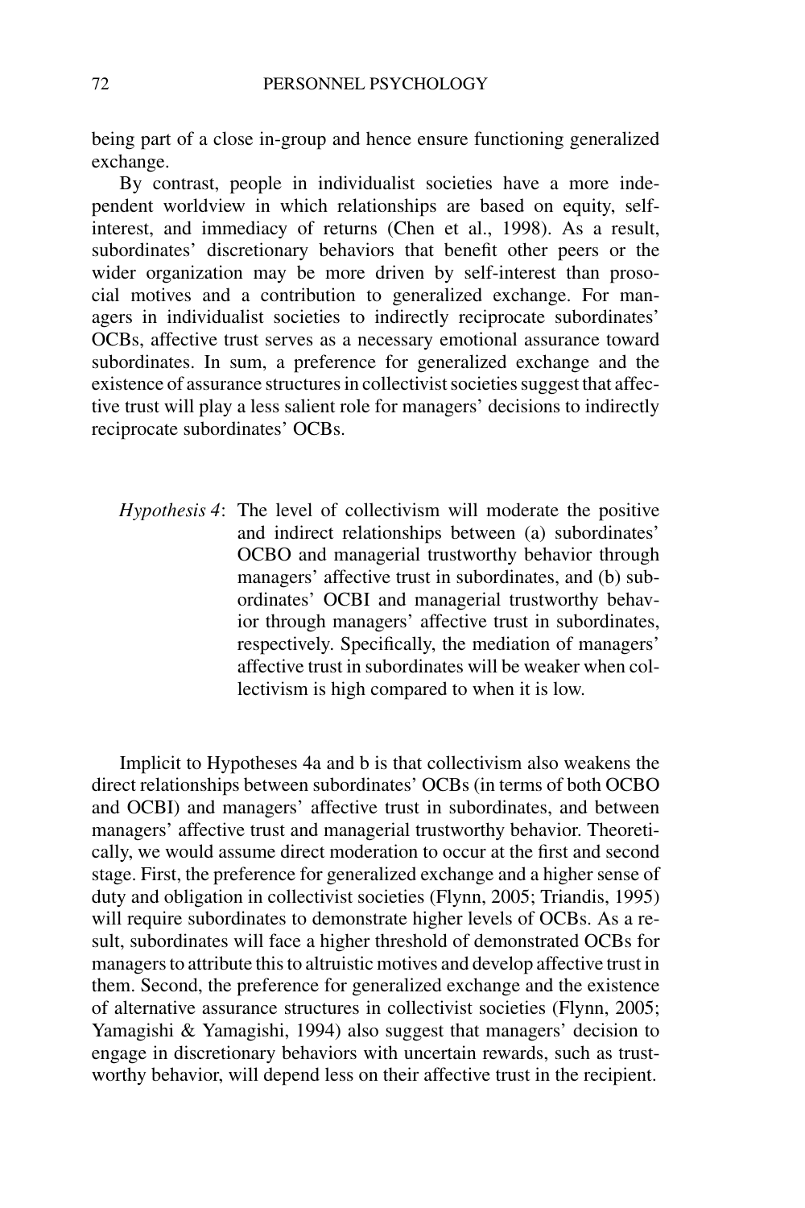being part of a close in-group and hence ensure functioning generalized exchange.

By contrast, people in individualist societies have a more independent worldview in which relationships are based on equity, self-interest, and immediacy of returns (Chen et al., 1998). As a result, subordinates' discretionary behaviors that benefit other peers or the wider organization may be more driven by self-interest than prosocial motives and a contribution to generalized exchange. For managers in individualist societies to indirectly reciprocate subordinates' OCBs, affective trust serves as a necessary emotional assurance toward subordinates. In sum, a preference for generalized exchange and the existence of assurance structures in collectivist societies suggest that affective trust will play a less salient role for managers' decisions to indirectly reciprocate subordinates' OCBs.

> *Hypothesis 4*: The level of collectivism will moderate the positive and indirect relationships between (a) subordinates' OCBO and managerial trustworthy behavior through managers' affective trust in subordinates, and (b) subordinates' OCBI and managerial trustworthy behavior through managers' affective trust in subordinates, respectively. Specifically, the mediation of managers' affective trust in subordinates will be weaker when collectivism is high compared to when it is low.

Implicit to Hypotheses 4a and b is that collectivism also weakens the direct relationships between subordinates' OCBs (in terms of both OCBO and OCBI) and managers' affective trust in subordinates, and between managers' affective trust and managerial trustworthy behavior. Theoretically, we would assume direct moderation to occur at the first and second stage. First, the preference for generalized exchange and a higher sense of duty and obligation in collectivist societies (Flynn, 2005; Triandis, 1995) will require subordinates to demonstrate higher levels of OCBs. As a result, subordinates will face a higher threshold of demonstrated OCBs for managers to attribute this to altruistic motives and develop affective trust in them. Second, the preference for generalized exchange and the existence of alternative assurance structures in collectivist societies (Flynn, 2005; Yamagishi & Yamagishi, 1994) also suggest that managers' decision to engage in discretionary behaviors with uncertain rewards, such as trustworthy behavior, will depend less on their affective trust in the recipient.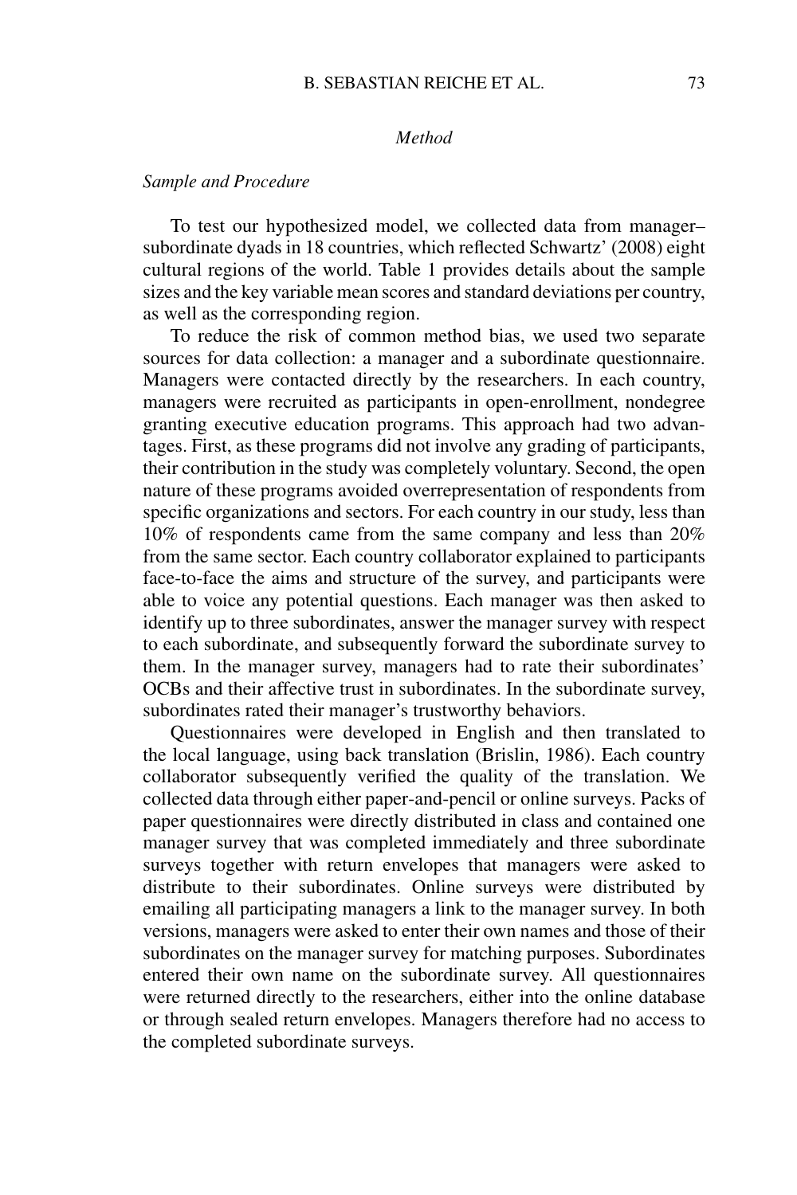## *Method*

### *Sample and Procedure*

To test our hypothesized model, we collected data from manager–subordinate dyads in 18 countries, which reflected Schwartz' (2008) eight cultural regions of the world. Table 1 provides details about the sample sizes and the key variable mean scores and standard deviations per country, as well as the corresponding region.

To reduce the risk of common method bias, we used two separate sources for data collection: a manager and a subordinate questionnaire. Managers were contacted directly by the researchers. In each country, managers were recruited as participants in open-enrollment, nondegree granting executive education programs. This approach had two advantages. First, as these programs did not involve any grading of participants, their contribution in the study was completely voluntary. Second, the open nature of these programs avoided overrepresentation of respondents from specific organizations and sectors. For each country in our study, less than 10% of respondents came from the same company and less than 20% from the same sector. Each country collaborator explained to participants face-to-face the aims and structure of the survey, and participants were able to voice any potential questions. Each manager was then asked to identify up to three subordinates, answer the manager survey with respect to each subordinate, and subsequently forward the subordinate survey to them. In the manager survey, managers had to rate their subordinates' OCBs and their affective trust in subordinates. In the subordinate survey, subordinates rated their manager's trustworthy behaviors.

Questionnaires were developed in English and then translated to the local language, using back translation (Brislin, 1986). Each country collaborator subsequently verified the quality of the translation. We collected data through either paper-and-pencil or online surveys. Packs of paper questionnaires were directly distributed in class and contained one manager survey that was completed immediately and three subordinate surveys together with return envelopes that managers were asked to distribute to their subordinates. Online surveys were distributed by emailing all participating managers a link to the manager survey. In both versions, managers were asked to enter their own names and those of their subordinates on the manager survey for matching purposes. Subordinates entered their own name on the subordinate survey. All questionnaires were returned directly to the researchers, either into the online database or through sealed return envelopes. Managers therefore had no access to the completed subordinate surveys.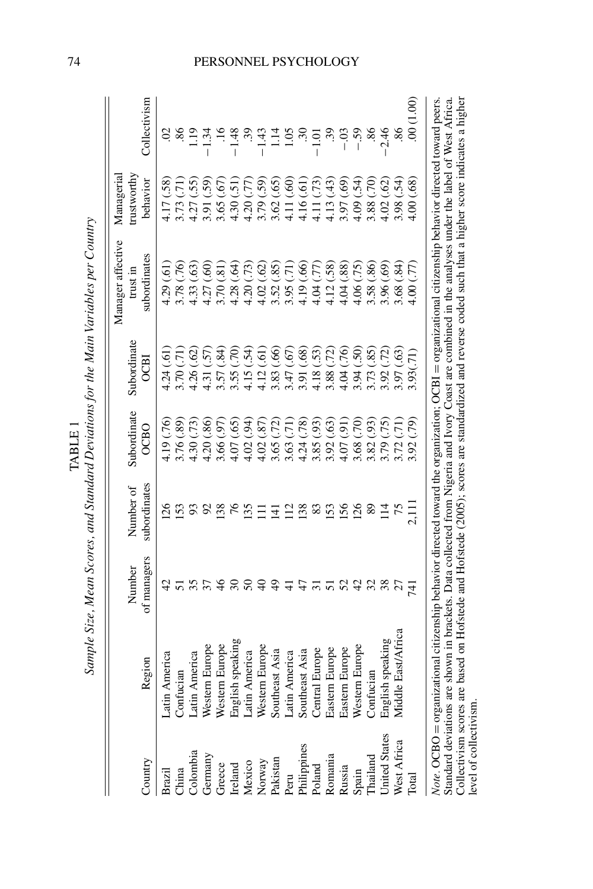TABLE 1

*Sample Size, Mean Scores, and Standard Deviations for the Main Variables per Country*

| Country | Region | Number of managers | Number of subordinates | Subordinate OCBO | Subordinate OCBI | Manager affective trust in subordinates | Managerial trustworthy behavior | Collectivism |
|---|---|---|---|---|---|---|---|---|
| Brazil | Latin America | 42 | 126 | 4.19 (.76) | 4.24 (.61) | 4.29 (.61) | 4.17 (.58) | .02 |
| China | Confucian | 51 | 153 | 3.76 (.89) | 3.70 (.71) | 3.78 (.76) | 3.73 (.71) | .86 |
| Colombia | Latin America | 35 | 93 | 4.30 (.73) | 4.26 (.62) | 4.33 (.63) | 4.27 (.55) | 1.19 |
| Germany | Western Europe | 37 | 92 | 4.20 (.86) | 4.31 (.57) | 4.27 (.60) | 3.91 (.59) | −1.34 |
| Greece | Western Europe | 46 | 138 | 3.66 (.97) | 3.57 (.84) | 3.70 (.81) | 3.65 (.67) | .16 |
| Ireland | English speaking | 30 | 76 | 4.07 (.65) | 3.55 (.70) | 4.28 (.64) | 4.30 (.51) | −1.48 |
| Mexico | Latin America | 50 | 135 | 4.02 (.94) | 4.15 (.54) | 4.20 (.73) | 4.20 (.77) | .39 |
| Norway | Western Europe | 40 | 111 | 4.02 (.87) | 4.12 (.61) | 4.02 (.62) | 3.79 (.59) | −1.43 |
| Pakistan | Southeast Asia | 49 | 141 | 3.65 (.72) | 3.83 (.66) | 3.52 (.85) | 3.62 (.65) | 1.14 |
| Peru | Latin America | 41 | 112 | 3.63 (.71) | 3.47 (.67) | 3.95 (.71) | 4.11 (.60) | 1.05 |
| Philippines | Southeast Asia | 47 | 138 | 4.24 (.78) | 3.91 (.68) | 4.19 (.66) | 4.16 (.61) | .30 |
| Poland | Central Europe | 31 | 83 | 3.85 (.93) | 4.18 (.53) | 4.04 (.77) | 4.11 (.73) | −1.01 |
| Romania | Eastern Europe | 51 | 153 | 3.92 (.63) | 3.88 (.72) | 4.12 (.58) | 4.13 (.43) | .39 |
| Russia | Eastern Europe | 52 | 156 | 4.07 (.91) | 4.04 (.76) | 4.04 (.88) | 3.97 (.69) | −.03 |
| Spain | Western Europe | 42 | 126 | 3.68 (.70) | 3.94 (.50) | 4.06 (.75) | 4.09 (.54) | −.59 |
| Thailand | Confucian | 32 | 89 | 3.82 (.93) | 3.73 (.85) | 3.58 (.86) | 3.88 (.70) | .86 |
| United States | English speaking | 38 | 114 | 3.79 (.75) | 3.92 (.72) | 3.96 (.69) | 4.02 (.62) | −2.46 |
| West Africa | Middle East/Africa | 27 | 75 | 3.72 (.71) | 3.97 (.63) | 3.68 (.84) | 3.98 (.54) | .86 |
| Total | | 741 | 2,111 | 3.92 (.79) | 3.93(.71) | 4.00 (.77) | 4.00 (.68) | .00 (1.00) |

*Note.* OCBO = organizational citizenship behavior directed toward the organization; OCBI = organizational citizenship behavior directed toward peers. Standard deviations are shown in brackets. Data collected from Nigeria and Ivory Coast are combined in the analyses under the label of West Africa. Collectivism scores are based on Hofstede and Hofstede (2005); scores are standardized and reverse coded such that a higher score indicates a higher level of collectivism.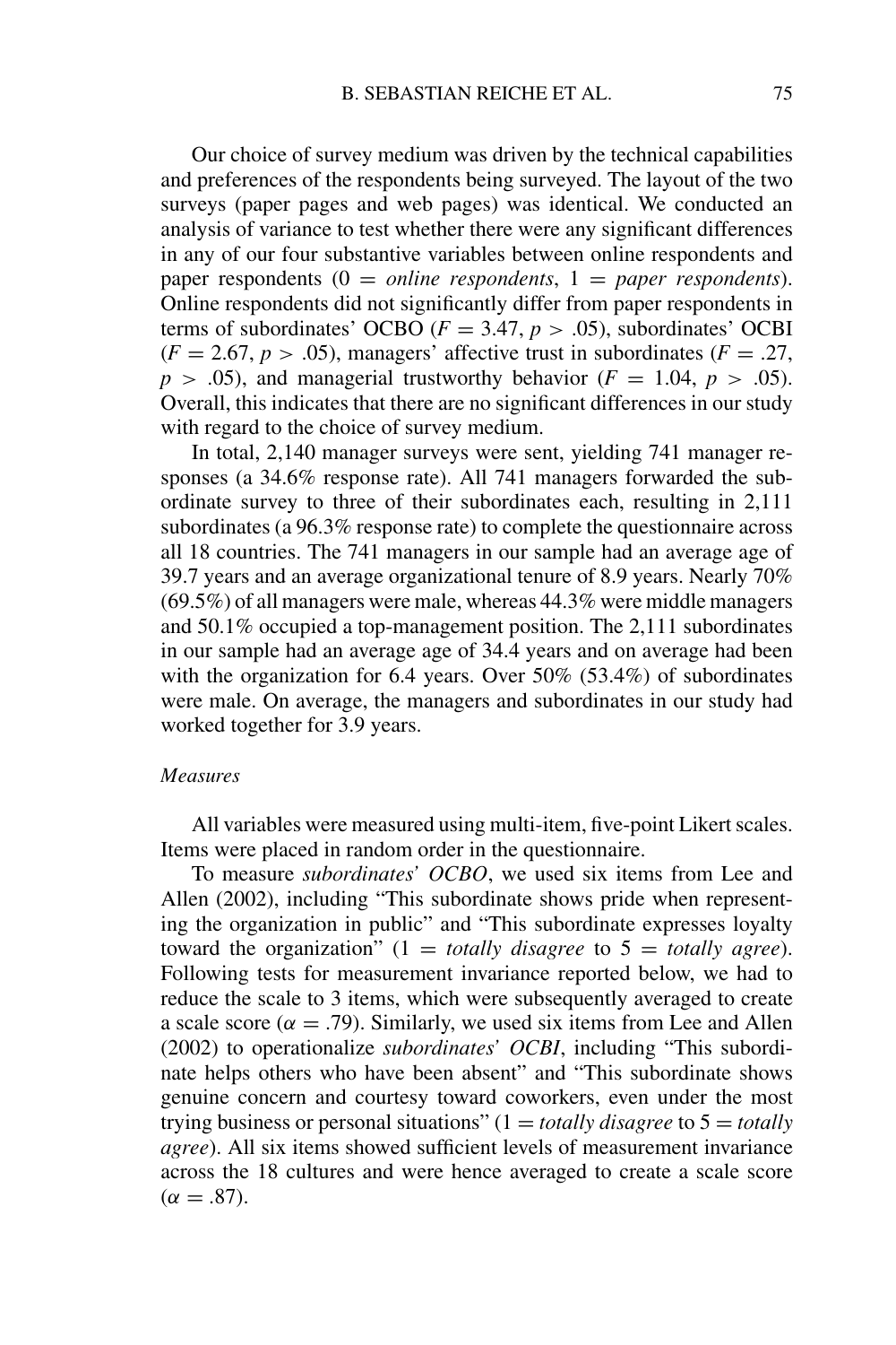Our choice of survey medium was driven by the technical capabilities and preferences of the respondents being surveyed. The layout of the two surveys (paper pages and web pages) was identical. We conducted an analysis of variance to test whether there were any significant differences in any of our four substantive variables between online respondents and paper respondents (0 = *online respondents*, 1 = *paper respondents*). Online respondents did not significantly differ from paper respondents in terms of subordinates' OCBO ($F = 3.47$, $p > .05$), subordinates' OCBI ($F = 2.67$, $p > .05$), managers' affective trust in subordinates ($F = .27$, $p > .05$), and managerial trustworthy behavior ($F = 1.04$, $p > .05$). Overall, this indicates that there are no significant differences in our study with regard to the choice of survey medium.

In total, 2,140 manager surveys were sent, yielding 741 manager responses (a 34.6% response rate). All 741 managers forwarded the subordinate survey to three of their subordinates each, resulting in 2,111 subordinates (a 96.3% response rate) to complete the questionnaire across all 18 countries. The 741 managers in our sample had an average age of 39.7 years and an average organizational tenure of 8.9 years. Nearly 70% (69.5%) of all managers were male, whereas 44.3% were middle managers and 50.1% occupied a top-management position. The 2,111 subordinates in our sample had an average age of 34.4 years and on average had been with the organization for 6.4 years. Over 50% (53.4%) of subordinates were male. On average, the managers and subordinates in our study had worked together for 3.9 years.

*Measures*

All variables were measured using multi-item, five-point Likert scales. Items were placed in random order in the questionnaire.

To measure *subordinates' OCBO*, we used six items from Lee and Allen (2002), including "This subordinate shows pride when representing the organization in public" and "This subordinate expresses loyalty toward the organization" (1 = *totally disagree* to 5 = *totally agree*). Following tests for measurement invariance reported below, we had to reduce the scale to 3 items, which were subsequently averaged to create a scale score ($\alpha = .79$). Similarly, we used six items from Lee and Allen (2002) to operationalize *subordinates' OCBI*, including "This subordinate helps others who have been absent" and "This subordinate shows genuine concern and courtesy toward coworkers, even under the most trying business or personal situations" (1 = *totally disagree* to 5 = *totally agree*). All six items showed sufficient levels of measurement invariance across the 18 cultures and were hence averaged to create a scale score ($\alpha = .87$).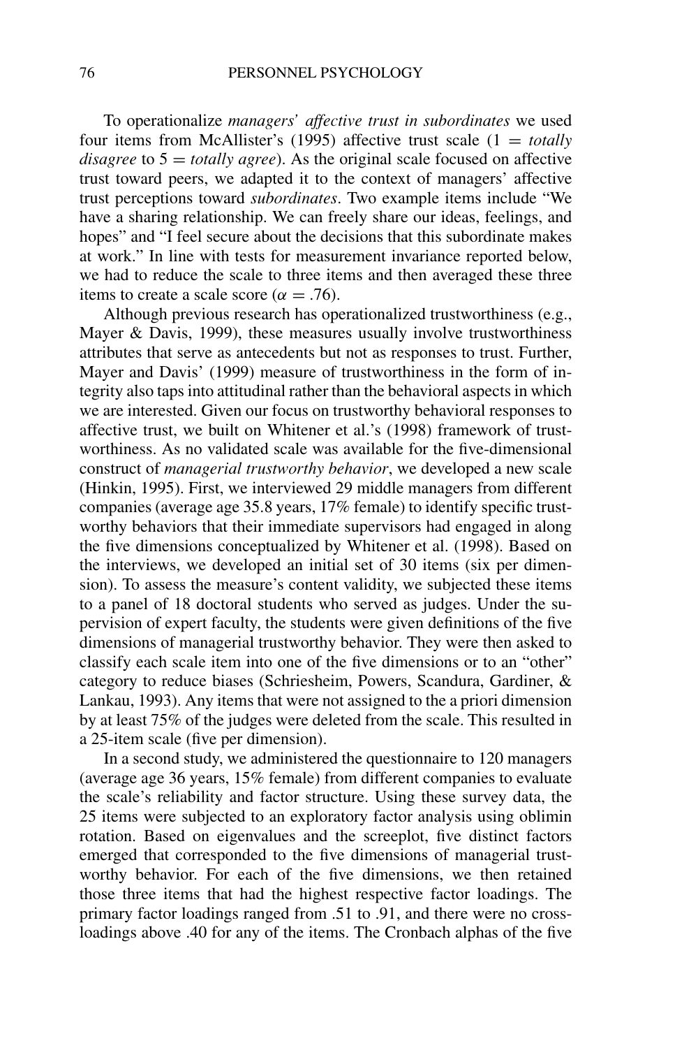To operationalize *managers' affective trust in subordinates* we used four items from McAllister's (1995) affective trust scale (1 = *totally disagree* to 5 = *totally agree*). As the original scale focused on affective trust toward peers, we adapted it to the context of managers' affective trust perceptions toward *subordinates*. Two example items include "We have a sharing relationship. We can freely share our ideas, feelings, and hopes" and "I feel secure about the decisions that this subordinate makes at work." In line with tests for measurement invariance reported below, we had to reduce the scale to three items and then averaged these three items to create a scale score ($\alpha = .76$).

Although previous research has operationalized trustworthiness (e.g., Mayer & Davis, 1999), these measures usually involve trustworthiness attributes that serve as antecedents but not as responses to trust. Further, Mayer and Davis' (1999) measure of trustworthiness in the form of integrity also taps into attitudinal rather than the behavioral aspects in which we are interested. Given our focus on trustworthy behavioral responses to affective trust, we built on Whitener et al.'s (1998) framework of trustworthiness. As no validated scale was available for the five-dimensional construct of *managerial trustworthy behavior*, we developed a new scale (Hinkin, 1995). First, we interviewed 29 middle managers from different companies (average age 35.8 years, 17% female) to identify specific trustworthy behaviors that their immediate supervisors had engaged in along the five dimensions conceptualized by Whitener et al. (1998). Based on the interviews, we developed an initial set of 30 items (six per dimension). To assess the measure's content validity, we subjected these items to a panel of 18 doctoral students who served as judges. Under the supervision of expert faculty, the students were given definitions of the five dimensions of managerial trustworthy behavior. They were then asked to classify each scale item into one of the five dimensions or to an "other" category to reduce biases (Schriesheim, Powers, Scandura, Gardiner, & Lankau, 1993). Any items that were not assigned to the a priori dimension by at least 75% of the judges were deleted from the scale. This resulted in a 25-item scale (five per dimension).

In a second study, we administered the questionnaire to 120 managers (average age 36 years, 15% female) from different companies to evaluate the scale's reliability and factor structure. Using these survey data, the 25 items were subjected to an exploratory factor analysis using oblimin rotation. Based on eigenvalues and the screeplot, five distinct factors emerged that corresponded to the five dimensions of managerial trustworthy behavior. For each of the five dimensions, we then retained those three items that had the highest respective factor loadings. The primary factor loadings ranged from .51 to .91, and there were no cross-loadings above .40 for any of the items. The Cronbach alphas of the five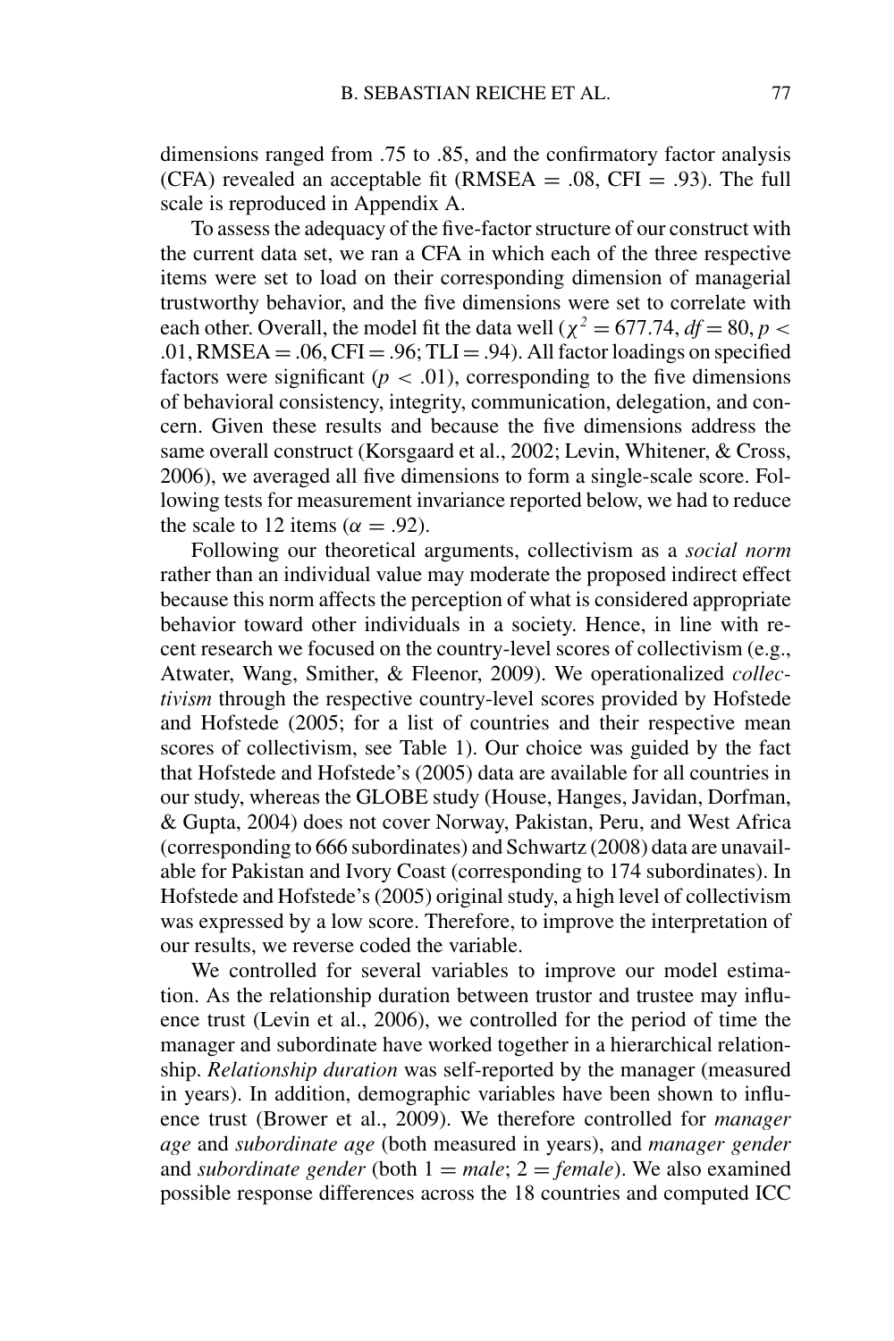dimensions ranged from .75 to .85, and the confirmatory factor analysis (CFA) revealed an acceptable fit (RMSEA = .08, CFI = .93). The full scale is reproduced in Appendix A.

To assess the adequacy of the five-factor structure of our construct with the current data set, we ran a CFA in which each of the three respective items were set to load on their corresponding dimension of managerial trustworthy behavior, and the five dimensions were set to correlate with each other. Overall, the model fit the data well ($\chi^2 = 677.74$, $df = 80$, $p < .01$, RMSEA = .06, CFI = .96; TLI = .94). All factor loadings on specified factors were significant ($p < .01$), corresponding to the five dimensions of behavioral consistency, integrity, communication, delegation, and concern. Given these results and because the five dimensions address the same overall construct (Korsgaard et al., 2002; Levin, Whitener, & Cross, 2006), we averaged all five dimensions to form a single-scale score. Following tests for measurement invariance reported below, we had to reduce the scale to 12 items ($\alpha = .92$).

Following our theoretical arguments, collectivism as a *social norm* rather than an individual value may moderate the proposed indirect effect because this norm affects the perception of what is considered appropriate behavior toward other individuals in a society. Hence, in line with recent research we focused on the country-level scores of collectivism (e.g., Atwater, Wang, Smither, & Fleenor, 2009). We operationalized *collectivism* through the respective country-level scores provided by Hofstede and Hofstede (2005; for a list of countries and their respective mean scores of collectivism, see Table 1). Our choice was guided by the fact that Hofstede and Hofstede's (2005) data are available for all countries in our study, whereas the GLOBE study (House, Hanges, Javidan, Dorfman, & Gupta, 2004) does not cover Norway, Pakistan, Peru, and West Africa (corresponding to 666 subordinates) and Schwartz (2008) data are unavailable for Pakistan and Ivory Coast (corresponding to 174 subordinates). In Hofstede and Hofstede's (2005) original study, a high level of collectivism was expressed by a low score. Therefore, to improve the interpretation of our results, we reverse coded the variable.

We controlled for several variables to improve our model estimation. As the relationship duration between trustor and trustee may influence trust (Levin et al., 2006), we controlled for the period of time the manager and subordinate have worked together in a hierarchical relationship. *Relationship duration* was self-reported by the manager (measured in years). In addition, demographic variables have been shown to influence trust (Brower et al., 2009). We therefore controlled for *manager age* and *subordinate age* (both measured in years), and *manager gender* and *subordinate gender* (both 1 = *male*; 2 = *female*). We also examined possible response differences across the 18 countries and computed ICC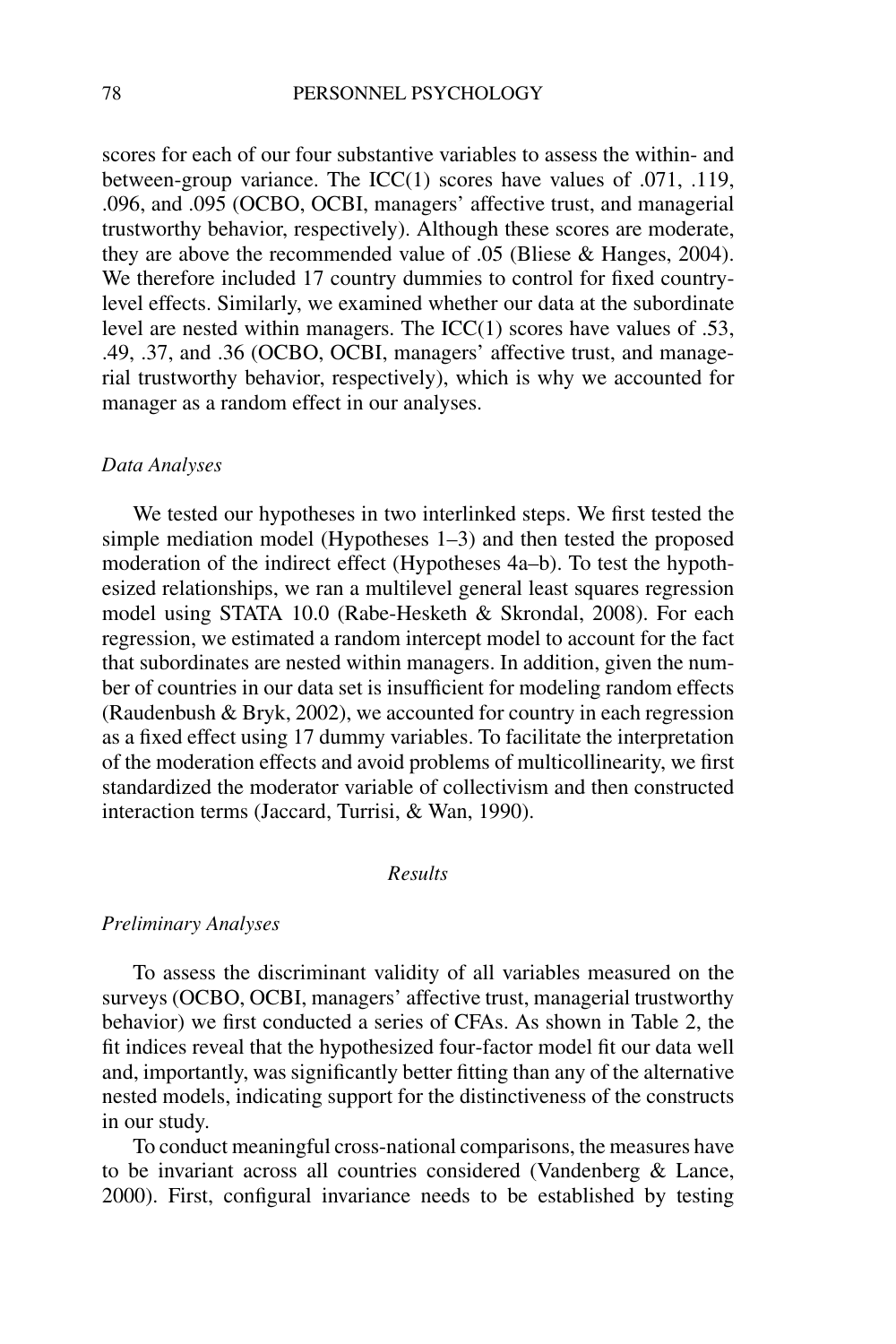scores for each of our four substantive variables to assess the within- and between-group variance. The ICC(1) scores have values of .071, .119, .096, and .095 (OCBO, OCBI, managers' affective trust, and managerial trustworthy behavior, respectively). Although these scores are moderate, they are above the recommended value of .05 (Bliese & Hanges, 2004). We therefore included 17 country dummies to control for fixed country-level effects. Similarly, we examined whether our data at the subordinate level are nested within managers. The ICC(1) scores have values of .53, .49, .37, and .36 (OCBO, OCBI, managers' affective trust, and managerial trustworthy behavior, respectively), which is why we accounted for manager as a random effect in our analyses.

### *Data Analyses*

We tested our hypotheses in two interlinked steps. We first tested the simple mediation model (Hypotheses 1–3) and then tested the proposed moderation of the indirect effect (Hypotheses 4a–b). To test the hypothesized relationships, we ran a multilevel general least squares regression model using STATA 10.0 (Rabe-Hesketh & Skrondal, 2008). For each regression, we estimated a random intercept model to account for the fact that subordinates are nested within managers. In addition, given the number of countries in our data set is insufficient for modeling random effects (Raudenbush & Bryk, 2002), we accounted for country in each regression as a fixed effect using 17 dummy variables. To facilitate the interpretation of the moderation effects and avoid problems of multicollinearity, we first standardized the moderator variable of collectivism and then constructed interaction terms (Jaccard, Turrisi, & Wan, 1990).

## *Results*

### *Preliminary Analyses*

To assess the discriminant validity of all variables measured on the surveys (OCBO, OCBI, managers' affective trust, managerial trustworthy behavior) we first conducted a series of CFAs. As shown in Table 2, the fit indices reveal that the hypothesized four-factor model fit our data well and, importantly, was significantly better fitting than any of the alternative nested models, indicating support for the distinctiveness of the constructs in our study.

To conduct meaningful cross-national comparisons, the measures have to be invariant across all countries considered (Vandenberg & Lance, 2000). First, configural invariance needs to be established by testing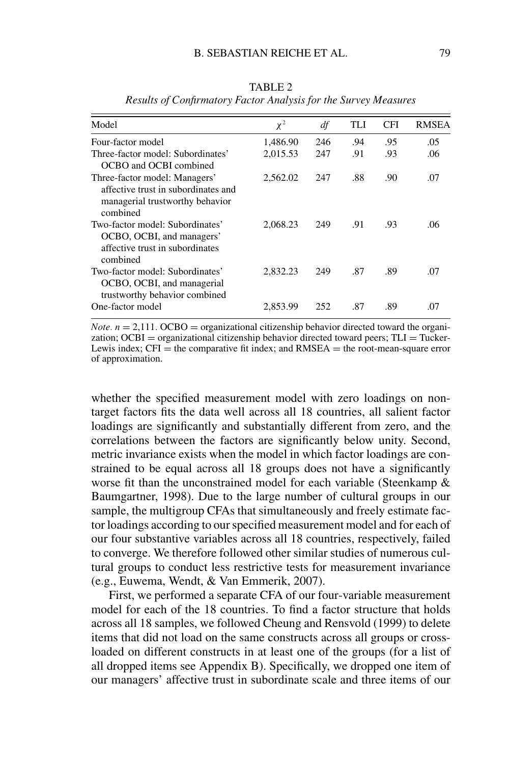TABLE 2

*Results of Confirmatory Factor Analysis for the Survey Measures*

| Model | $\chi^2$ | *df* | TLI | CFI | RMSEA |
|---|---|---|---|---|---|
| Four-factor model | 1,486.90 | 246 | .94 | .95 | .05 |
| Three-factor model: Subordinates' OCBO and OCBI combined | 2,015.53 | 247 | .91 | .93 | .06 |
| Three-factor model: Managers' affective trust in subordinates and managerial trustworthy behavior combined | 2,562.02 | 247 | .88 | .90 | .07 |
| Two-factor model: Subordinates' OCBO, OCBI, and managers' affective trust in subordinates combined | 2,068.23 | 249 | .91 | .93 | .06 |
| Two-factor model: Subordinates' OCBO, OCBI, and managerial trustworthy behavior combined | 2,832.23 | 249 | .87 | .89 | .07 |
| One-factor model | 2,853.99 | 252 | .87 | .89 | .07 |

*Note*. $n = 2{,}111$. OCBO = organizational citizenship behavior directed toward the organization; OCBI = organizational citizenship behavior directed toward peers; TLI = Tucker-Lewis index; CFI = the comparative fit index; and RMSEA = the root-mean-square error of approximation.

whether the specified measurement model with zero loadings on non-target factors fits the data well across all 18 countries, all salient factor loadings are significantly and substantially different from zero, and the correlations between the factors are significantly below unity. Second, metric invariance exists when the model in which factor loadings are constrained to be equal across all 18 groups does not have a significantly worse fit than the unconstrained model for each variable (Steenkamp & Baumgartner, 1998). Due to the large number of cultural groups in our sample, the multigroup CFAs that simultaneously and freely estimate factor loadings according to our specified measurement model and for each of our four substantive variables across all 18 countries, respectively, failed to converge. We therefore followed other similar studies of numerous cultural groups to conduct less restrictive tests for measurement invariance (e.g., Euwema, Wendt, & Van Emmerik, 2007).

First, we performed a separate CFA of our four-variable measurement model for each of the 18 countries. To find a factor structure that holds across all 18 samples, we followed Cheung and Rensvold (1999) to delete items that did not load on the same constructs across all groups or cross-loaded on different constructs in at least one of the groups (for a list of all dropped items see Appendix B). Specifically, we dropped one item of our managers' affective trust in subordinate scale and three items of our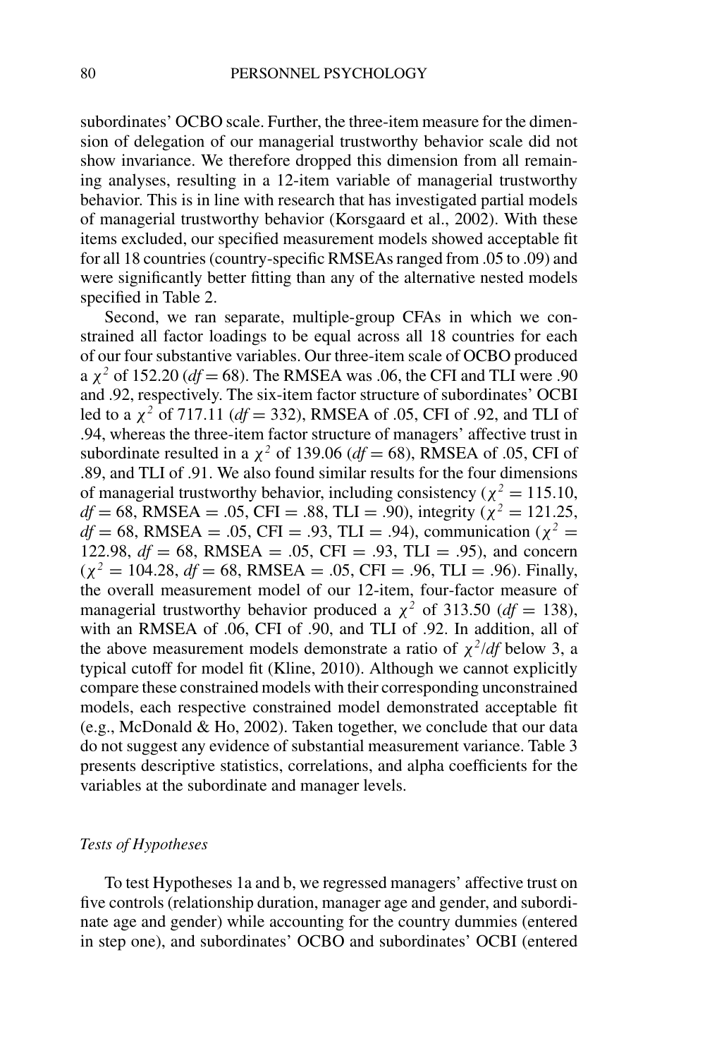subordinates' OCBO scale. Further, the three-item measure for the dimension of delegation of our managerial trustworthy behavior scale did not show invariance. We therefore dropped this dimension from all remaining analyses, resulting in a 12-item variable of managerial trustworthy behavior. This is in line with research that has investigated partial models of managerial trustworthy behavior (Korsgaard et al., 2002). With these items excluded, our specified measurement models showed acceptable fit for all 18 countries (country-specific RMSEAs ranged from .05 to .09) and were significantly better fitting than any of the alternative nested models specified in Table 2.

Second, we ran separate, multiple-group CFAs in which we constrained all factor loadings to be equal across all 18 countries for each of our four substantive variables. Our three-item scale of OCBO produced a $\chi^2$ of 152.20 ($df = 68$). The RMSEA was .06, the CFI and TLI were .90 and .92, respectively. The six-item factor structure of subordinates' OCBI led to a $\chi^2$ of 717.11 ($df = 332$), RMSEA of .05, CFI of .92, and TLI of .94, whereas the three-item factor structure of managers' affective trust in subordinate resulted in a $\chi^2$ of 139.06 ($df = 68$), RMSEA of .05, CFI of .89, and TLI of .91. We also found similar results for the four dimensions of managerial trustworthy behavior, including consistency ($\chi^2 = 115.10$, $df = 68$, RMSEA = .05, CFI = .88, TLI = .90), integrity ($\chi^2 = 121.25$, $df = 68$, RMSEA = .05, CFI = .93, TLI = .94), communication ($\chi^2 = 122.98$, $df = 68$, RMSEA = .05, CFI = .93, TLI = .95), and concern ($\chi^2 = 104.28$, $df = 68$, RMSEA = .05, CFI = .96, TLI = .96). Finally, the overall measurement model of our 12-item, four-factor measure of managerial trustworthy behavior produced a $\chi^2$ of 313.50 ($df = 138$), with an RMSEA of .06, CFI of .90, and TLI of .92. In addition, all of the above measurement models demonstrate a ratio of $\chi^2/df$ below 3, a typical cutoff for model fit (Kline, 2010). Although we cannot explicitly compare these constrained models with their corresponding unconstrained models, each respective constrained model demonstrated acceptable fit (e.g., McDonald & Ho, 2002). Taken together, we conclude that our data do not suggest any evidence of substantial measurement variance. Table 3 presents descriptive statistics, correlations, and alpha coefficients for the variables at the subordinate and manager levels.

### *Tests of Hypotheses*

To test Hypotheses 1a and b, we regressed managers' affective trust on five controls (relationship duration, manager age and gender, and subordinate age and gender) while accounting for the country dummies (entered in step one), and subordinates' OCBO and subordinates' OCBI (entered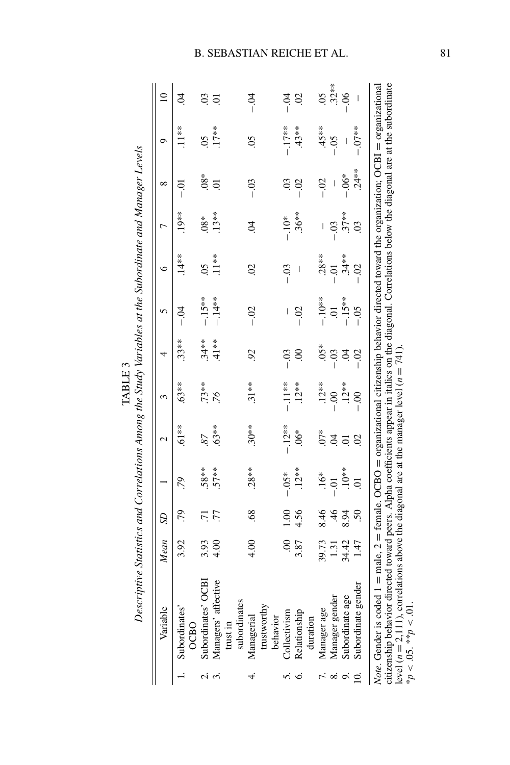TABLE 3

*Descriptive Statistics and Correlations Among the Study Variables at the Subordinate and Manager Levels*

| Variable | *Mean* | *SD* | 1 | 2 | 3 | 4 | 5 | 6 | 7 | 8 | 9 | 10 |
|---|---|---|---|---|---|---|---|---|---|---|---|---|
| 1. Subordinates' OCBO | 3.92 | .79 | *.79* | .61** | .63** | .33** | −.04 | .14** | .19** | −.01 | .11** | .04 |
| 2. Subordinates' OCBI | 3.93 | .71 | .58** | *.87* | .73** | .34** | −.15** | .05 | .08* | .08* | .05 | .03 |
| 3. Managers' affective trust in subordinates | 4.00 | .77 | .57** | .63** | *.76* | .41** | −.14** | .11** | .13** | .01 | .17** | .01 |
| 4. Managerial trustworthy behavior | 4.00 | .68 | .28** | .30** | .31** | *.92* | −.02 | .02 | .04 | −.03 | .05 | −.04 |
| 5. Collectivism | .00 | 1.00 | −.05* | −.12** | −.11** | −.03 | – | −.03 | −.10* | .03 | −.17** | −.04 |
| 6. Relationship duration | 3.87 | 4.56 | .12** | .06* | .12** | .00 | −.02 | – | .36** | −.02 | .43** | .02 |
| 7. Manager age | 39.73 | 8.46 | .16* | .07* | .12** | .05* | −.10** | .28** | – | −.02 | .45** | .05 |
| 8. Manager gender | 1.31 | .46 | −.01 | .04 | −.00 | −.03 | .01 | −.01 | −.03 | – | −.05 | .32** |
| 9. Subordinate age | 34.42 | 8.94 | .10** | .01 | .12** | .04 | −.15** | .34** | .37** | −.06* | – | −.06 |
| 10. Subordinate gender | 1.47 | .50 | .01 | .02 | −.00 | −.02 | −.05 | −.02 | .03 | .24** | −.07** | – |

*Note.* Gender is coded 1 = male, 2 = female. OCBO = organizational citizenship behavior directed toward the organization; OCBI = organizational citizenship behavior directed toward peers. Alpha coefficients appear in italics on the diagonal. Correlations below the diagonal are at the subordinate level ($n = 2{,}111$), correlations above the diagonal are at the manager level ($n = 741$).

$^{*}p < .05$. $^{**}p < .01$.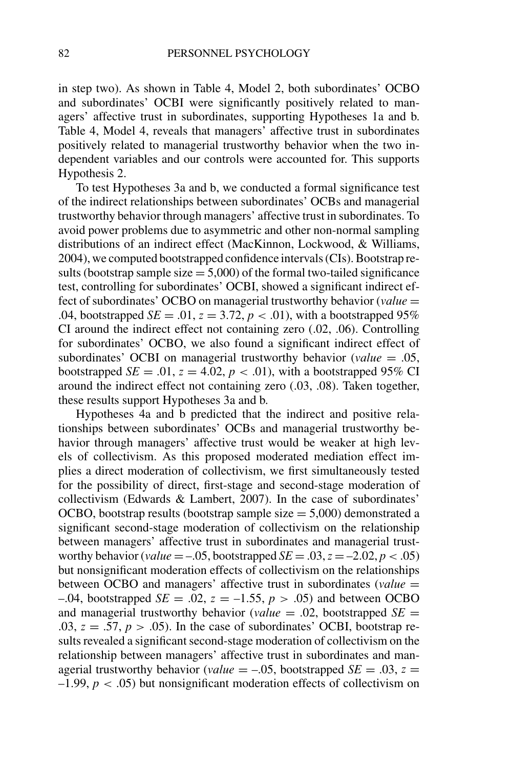in step two). As shown in Table 4, Model 2, both subordinates' OCBO and subordinates' OCBI were significantly positively related to managers' affective trust in subordinates, supporting Hypotheses 1a and b. Table 4, Model 4, reveals that managers' affective trust in subordinates positively related to managerial trustworthy behavior when the two independent variables and our controls were accounted for. This supports Hypothesis 2.

To test Hypotheses 3a and b, we conducted a formal significance test of the indirect relationships between subordinates' OCBs and managerial trustworthy behavior through managers' affective trust in subordinates. To avoid power problems due to asymmetric and other non-normal sampling distributions of an indirect effect (MacKinnon, Lockwood, & Williams, 2004), we computed bootstrapped confidence intervals (CIs). Bootstrap results (bootstrap sample size = 5,000) of the formal two-tailed significance test, controlling for subordinates' OCBI, showed a significant indirect effect of subordinates' OCBO on managerial trustworthy behavior (*value* = .04, bootstrapped *SE* = .01, $z = 3.72$, $p < .01$), with a bootstrapped 95% CI around the indirect effect not containing zero (.02, .06). Controlling for subordinates' OCBO, we also found a significant indirect effect of subordinates' OCBI on managerial trustworthy behavior (*value* = .05, bootstrapped *SE* = .01, $z = 4.02$, $p < .01$), with a bootstrapped 95% CI around the indirect effect not containing zero (.03, .08). Taken together, these results support Hypotheses 3a and b.

Hypotheses 4a and b predicted that the indirect and positive relationships between subordinates' OCBs and managerial trustworthy behavior through managers' affective trust would be weaker at high levels of collectivism. As this proposed moderated mediation effect implies a direct moderation of collectivism, we first simultaneously tested for the possibility of direct, first-stage and second-stage moderation of collectivism (Edwards & Lambert, 2007). In the case of subordinates' OCBO, bootstrap results (bootstrap sample size = 5,000) demonstrated a significant second-stage moderation of collectivism on the relationship between managers' affective trust in subordinates and managerial trustworthy behavior (*value* = –.05, bootstrapped *SE* = .03, $z = -2.02$, $p < .05$) but nonsignificant moderation effects of collectivism on the relationships between OCBO and managers' affective trust in subordinates (*value* = –.04, bootstrapped *SE* = .02, $z = -1.55$, $p > .05$) and between OCBO and managerial trustworthy behavior (*value* = .02, bootstrapped *SE* = .03, $z = .57$, $p > .05$). In the case of subordinates' OCBI, bootstrap results revealed a significant second-stage moderation of collectivism on the relationship between managers' affective trust in subordinates and managerial trustworthy behavior (*value* = –.05, bootstrapped *SE* = .03, $z = -1.99$, $p < .05$) but nonsignificant moderation effects of collectivism on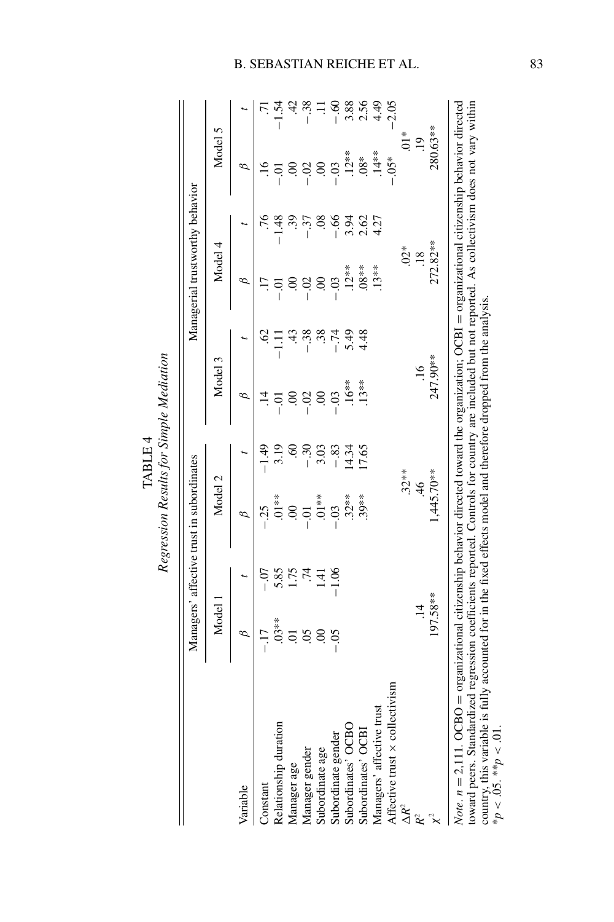TABLE 4

*Regression Results for Simple Mediation*

| | Managers' affective trust in subordinates | | | | Managerial trustworthy behavior | | | | | |
|---|---|---|---|---|---|---|---|---|---|---|
| | Model 1 | | Model 2 | | Model 3 | | Model 4 | | Model 5 | |
| Variable | $\beta$ | $t$ | $\beta$ | $t$ | $\beta$ | $t$ | $\beta$ | $t$ | $\beta$ | $t$ |
| Constant | −.17 | −.07 | −.25 | −1.49 | .14 | .62 | .17 | .76 | .16 | .71 |
| Relationship duration | .03** | 5.85 | .01** | 3.19 | −.01 | −1.11 | −.01 | −1.48 | −.01 | −1.54 |
| Manager age | .01 | 1.75 | .00 | .60 | .00 | .43 | .00 | .39 | .00 | .42 |
| Manager gender | .05 | .74 | −.01 | −.30 | −.02 | −.38 | −.02 | −.37 | −.02 | −.38 |
| Subordinate age | .00 | 1.41 | .01** | 3.03 | .00 | .38 | .00 | .08 | .00 | .11 |
| Subordinate gender | −.05 | −1.06 | −.03 | −.83 | −.03 | −.74 | −.03 | −.66 | −.03 | −.60 |
| Subordinates' OCBO | | | .32** | 14.34 | .16** | 5.49 | .12** | 3.94 | .12** | 3.88 |
| Subordinates' OCBI | | | .39** | 17.65 | .13** | 4.48 | .08** | 2.62 | .08* | 2.56 |
| Managers' affective trust | | | | | | | .13** | 4.27 | .14** | 4.49 |
| Affective trust × collectivism | | | | | | | | | −.05* | −2.05 |
| $\Delta R^2$ | | | .32** | | | | .02* | | .01* | |
| $R^2$ | .14 | | .46 | | .16 | | .18 | | .19 | |
| $\chi^2$ | 197.58** | | 1,445.70** | | 247.90** | | 272.82** | | 280.63** | |

*Note*. $n = 2{,}111$. OCBO = organizational citizenship behavior directed toward the organization; OCBI = organizational citizenship behavior directed toward peers. Standardized regression coefficients reported. Controls for country are included but not reported. As collectivism does not vary within country, this variable is fully accounted for in the fixed effects model and therefore dropped from the analysis.
$*p < .05$. $**p < .01$.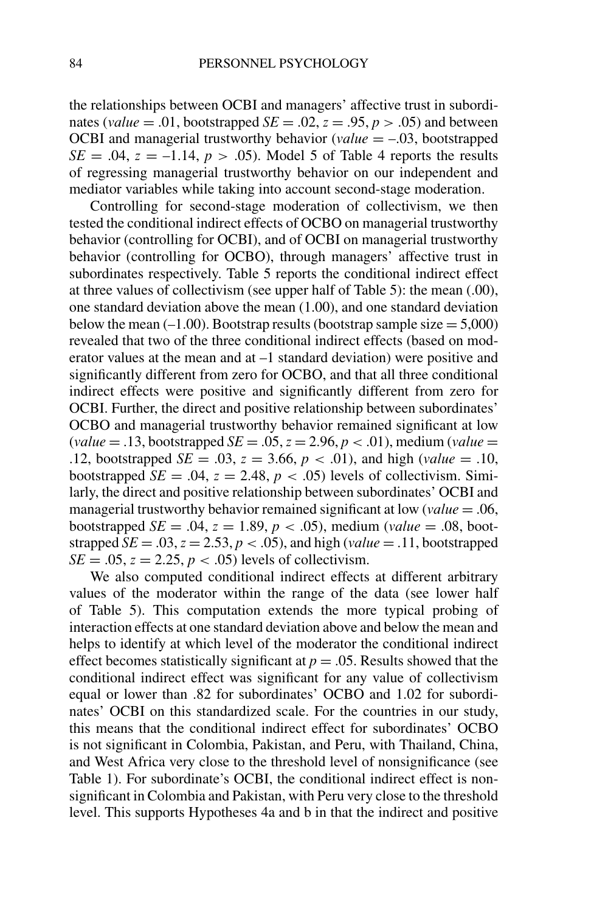the relationships between OCBI and managers' affective trust in subordinates (*value* = .01, bootstrapped *SE* = .02, $z$ = .95, $p > .05$) and between OCBI and managerial trustworthy behavior (*value* = –.03, bootstrapped *SE* = .04, $z$ = –1.14, $p > .05$). Model 5 of Table 4 reports the results of regressing managerial trustworthy behavior on our independent and mediator variables while taking into account second-stage moderation.

Controlling for second-stage moderation of collectivism, we then tested the conditional indirect effects of OCBO on managerial trustworthy behavior (controlling for OCBI), and of OCBI on managerial trustworthy behavior (controlling for OCBO), through managers' affective trust in subordinates respectively. Table 5 reports the conditional indirect effect at three values of collectivism (see upper half of Table 5): the mean (.00), one standard deviation above the mean (1.00), and one standard deviation below the mean (–1.00). Bootstrap results (bootstrap sample size = 5,000) revealed that two of the three conditional indirect effects (based on moderator values at the mean and at –1 standard deviation) were positive and significantly different from zero for OCBO, and that all three conditional indirect effects were positive and significantly different from zero for OCBI. Further, the direct and positive relationship between subordinates' OCBO and managerial trustworthy behavior remained significant at low (*value* = .13, bootstrapped *SE* = .05, $z$ = 2.96, $p < .01$), medium (*value* = .12, bootstrapped *SE* = .03, $z$ = 3.66, $p < .01$), and high (*value* = .10, bootstrapped *SE* = .04, $z$ = 2.48, $p < .05$) levels of collectivism. Similarly, the direct and positive relationship between subordinates' OCBI and managerial trustworthy behavior remained significant at low (*value* = .06, bootstrapped *SE* = .04, $z$ = 1.89, $p < .05$), medium (*value* = .08, bootstrapped *SE* = .03, $z$ = 2.53, $p < .05$), and high (*value* = .11, bootstrapped *SE* = .05, $z$ = 2.25, $p < .05$) levels of collectivism.

We also computed conditional indirect effects at different arbitrary values of the moderator within the range of the data (see lower half of Table 5). This computation extends the more typical probing of interaction effects at one standard deviation above and below the mean and helps to identify at which level of the moderator the conditional indirect effect becomes statistically significant at $p = .05$. Results showed that the conditional indirect effect was significant for any value of collectivism equal or lower than .82 for subordinates' OCBO and 1.02 for subordinates' OCBI on this standardized scale. For the countries in our study, this means that the conditional indirect effect for subordinates' OCBO is not significant in Colombia, Pakistan, and Peru, with Thailand, China, and West Africa very close to the threshold level of nonsignificance (see Table 1). For subordinate's OCBI, the conditional indirect effect is nonsignificant in Colombia and Pakistan, with Peru very close to the threshold level. This supports Hypotheses 4a and b in that the indirect and positive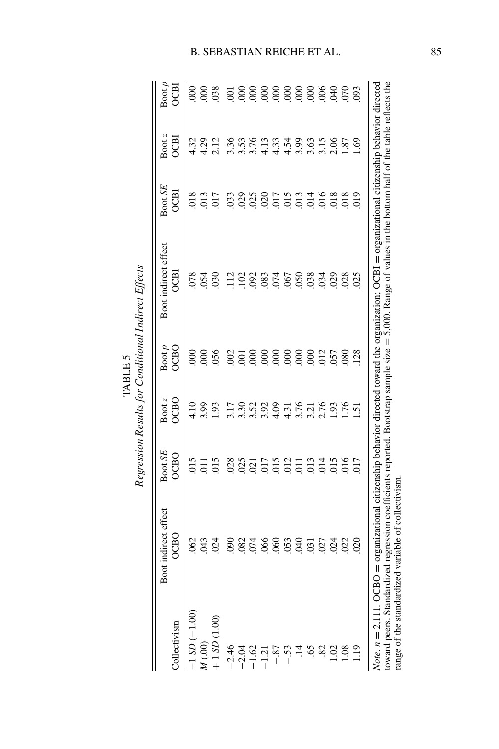TABLE 5

*Regression Results for Conditional Indirect Effects*

| Collectivism | Boot indirect effect OCBO | Boot *SE* OCBO | Boot *z* OCBO | Boot *p* OCBO | Boot indirect effect OCBI | Boot *SE* OCBI | Boot *z* OCBI | Boot *p* OCBI |
|---|---|---|---|---|---|---|---|---|
| −1 *SD* (−1.00) | .062 | .015 | 4.10 | .000 | .078 | .018 | 4.32 | .000 |
| *M* (.00) | .043 | .011 | 3.99 | .000 | .054 | .013 | 4.29 | .000 |
| +1 *SD* (1.00) | .024 | .015 | 1.93 | .056 | .030 | .017 | 2.12 | .038 |
| −2.46 | .090 | .028 | 3.17 | .002 | .112 | .033 | 3.36 | .001 |
| −2.04 | .082 | .025 | 3.30 | .001 | .102 | .029 | 3.53 | .000 |
| −1.62 | .074 | .021 | 3.52 | .000 | .092 | .025 | 3.76 | .000 |
| −1.21 | .066 | .017 | 3.92 | .000 | .083 | .020 | 4.13 | .000 |
| −.87 | .060 | .015 | 4.09 | .000 | .074 | .017 | 4.33 | .000 |
| −.53 | .053 | .012 | 4.31 | .000 | .067 | .015 | 4.54 | .000 |
| .14 | .040 | .011 | 3.76 | .000 | .050 | .013 | 3.99 | .000 |
| .65 | .031 | .013 | 3.21 | .000 | .038 | .014 | 3.63 | .000 |
| .82 | .027 | .014 | 2.76 | .012 | .034 | .016 | 3.15 | .006 |
| 1.02 | .024 | .015 | 1.93 | .057 | .029 | .018 | 2.06 | .040 |
| 1.08 | .022 | .016 | 1.76 | .080 | .028 | .018 | 1.87 | .070 |
| 1.19 | .020 | .017 | 1.51 | .128 | .025 | .019 | 1.69 | .093 |

*Note*. $n = 2{,}111$. OCBO = organizational citizenship behavior directed toward the organization; OCBI = organizational citizenship behavior directed toward peers. Standardized regression coefficients reported. Bootstrap sample size = 5,000. Range of values in the bottom half of the table reflects the range of the standardized variable of collectivism.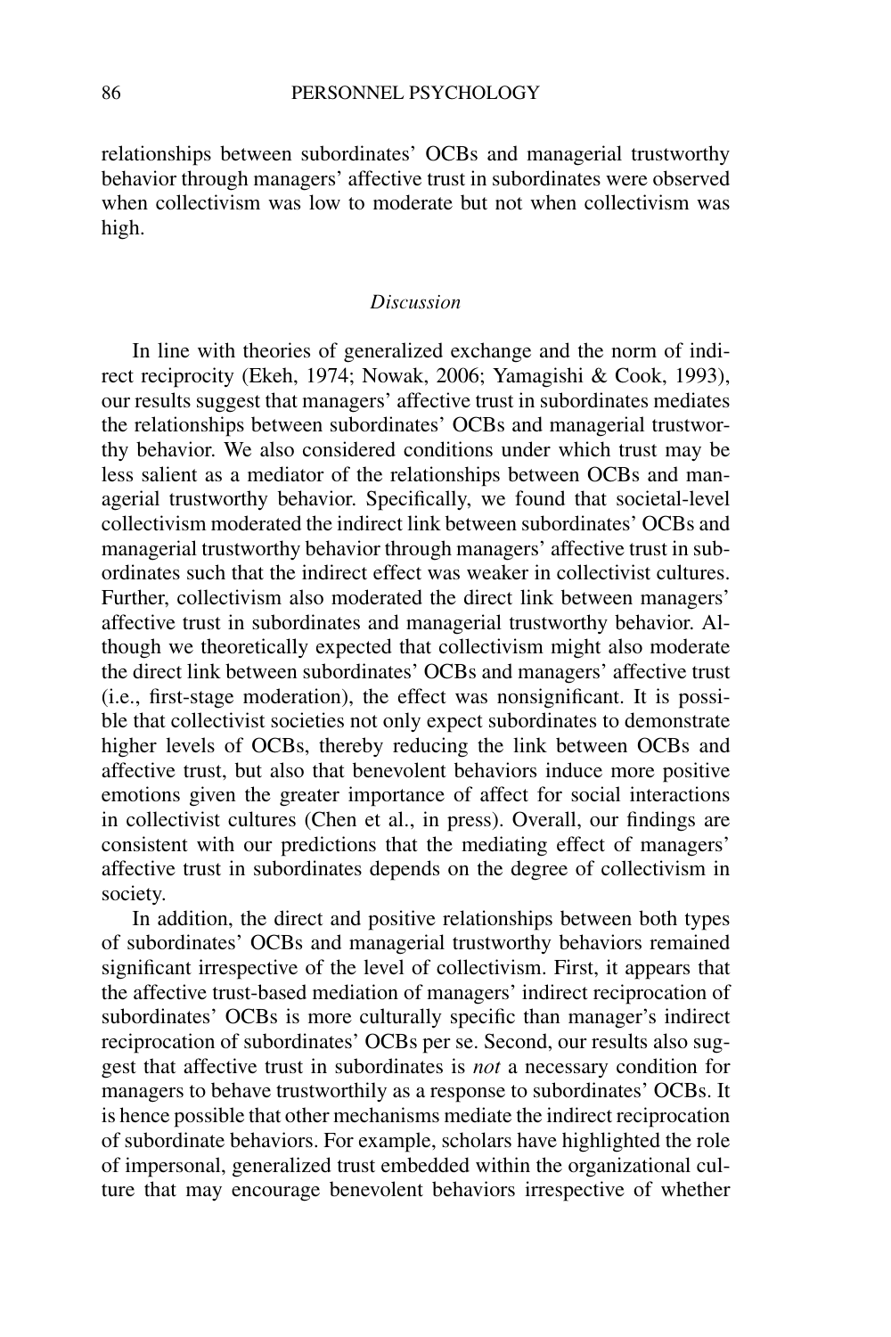relationships between subordinates' OCBs and managerial trustworthy behavior through managers' affective trust in subordinates were observed when collectivism was low to moderate but not when collectivism was high.

## *Discussion*

In line with theories of generalized exchange and the norm of indirect reciprocity (Ekeh, 1974; Nowak, 2006; Yamagishi & Cook, 1993), our results suggest that managers' affective trust in subordinates mediates the relationships between subordinates' OCBs and managerial trustworthy behavior. We also considered conditions under which trust may be less salient as a mediator of the relationships between OCBs and managerial trustworthy behavior. Specifically, we found that societal-level collectivism moderated the indirect link between subordinates' OCBs and managerial trustworthy behavior through managers' affective trust in subordinates such that the indirect effect was weaker in collectivist cultures. Further, collectivism also moderated the direct link between managers' affective trust in subordinates and managerial trustworthy behavior. Although we theoretically expected that collectivism might also moderate the direct link between subordinates' OCBs and managers' affective trust (i.e., first-stage moderation), the effect was nonsignificant. It is possible that collectivist societies not only expect subordinates to demonstrate higher levels of OCBs, thereby reducing the link between OCBs and affective trust, but also that benevolent behaviors induce more positive emotions given the greater importance of affect for social interactions in collectivist cultures (Chen et al., in press). Overall, our findings are consistent with our predictions that the mediating effect of managers' affective trust in subordinates depends on the degree of collectivism in society.

In addition, the direct and positive relationships between both types of subordinates' OCBs and managerial trustworthy behaviors remained significant irrespective of the level of collectivism. First, it appears that the affective trust-based mediation of managers' indirect reciprocation of subordinates' OCBs is more culturally specific than manager's indirect reciprocation of subordinates' OCBs per se. Second, our results also suggest that affective trust in subordinates is *not* a necessary condition for managers to behave trustworthily as a response to subordinates' OCBs. It is hence possible that other mechanisms mediate the indirect reciprocation of subordinate behaviors. For example, scholars have highlighted the role of impersonal, generalized trust embedded within the organizational culture that may encourage benevolent behaviors irrespective of whether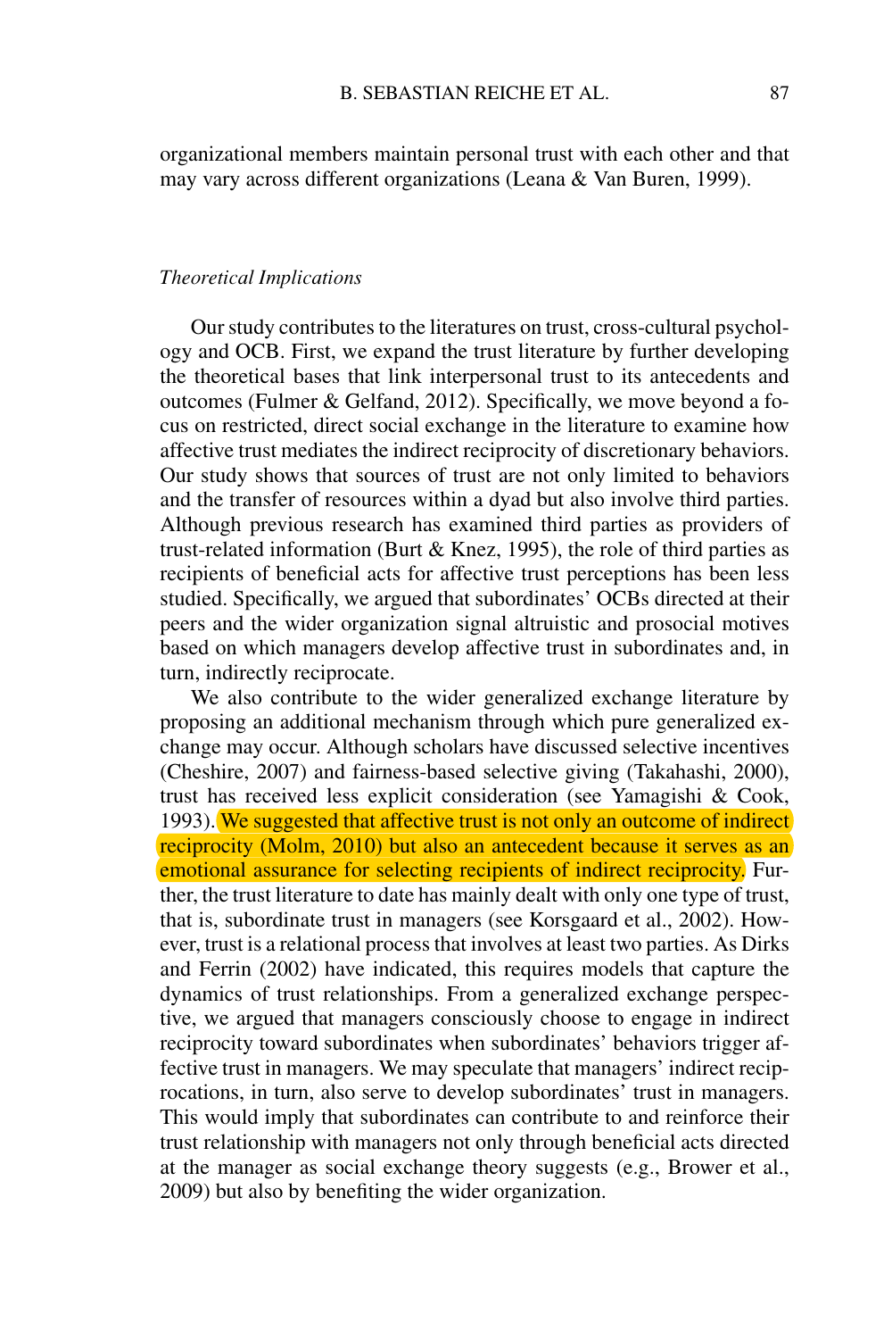organizational members maintain personal trust with each other and that may vary across different organizations (Leana & Van Buren, 1999).

### *Theoretical Implications*

Our study contributes to the literatures on trust, cross-cultural psychology and OCB. First, we expand the trust literature by further developing the theoretical bases that link interpersonal trust to its antecedents and outcomes (Fulmer & Gelfand, 2012). Specifically, we move beyond a focus on restricted, direct social exchange in the literature to examine how affective trust mediates the indirect reciprocity of discretionary behaviors. Our study shows that sources of trust are not only limited to behaviors and the transfer of resources within a dyad but also involve third parties. Although previous research has examined third parties as providers of trust-related information (Burt & Knez, 1995), the role of third parties as recipients of beneficial acts for affective trust perceptions has been less studied. Specifically, we argued that subordinates' OCBs directed at their peers and the wider organization signal altruistic and prosocial motives based on which managers develop affective trust in subordinates and, in turn, indirectly reciprocate.

We also contribute to the wider generalized exchange literature by proposing an additional mechanism through which pure generalized exchange may occur. Although scholars have discussed selective incentives (Cheshire, 2007) and fairness-based selective giving (Takahashi, 2000), trust has received less explicit consideration (see Yamagishi & Cook, 1993). We suggested that affective trust is not only an outcome of indirect reciprocity (Molm, 2010) but also an antecedent because it serves as an emotional assurance for selecting recipients of indirect reciprocity. Further, the trust literature to date has mainly dealt with only one type of trust, that is, subordinate trust in managers (see Korsgaard et al., 2002). However, trust is a relational process that involves at least two parties. As Dirks and Ferrin (2002) have indicated, this requires models that capture the dynamics of trust relationships. From a generalized exchange perspective, we argued that managers consciously choose to engage in indirect reciprocity toward subordinates when subordinates' behaviors trigger affective trust in managers. We may speculate that managers' indirect reciprocations, in turn, also serve to develop subordinates' trust in managers. This would imply that subordinates can contribute to and reinforce their trust relationship with managers not only through beneficial acts directed at the manager as social exchange theory suggests (e.g., Brower et al., 2009) but also by benefiting the wider organization.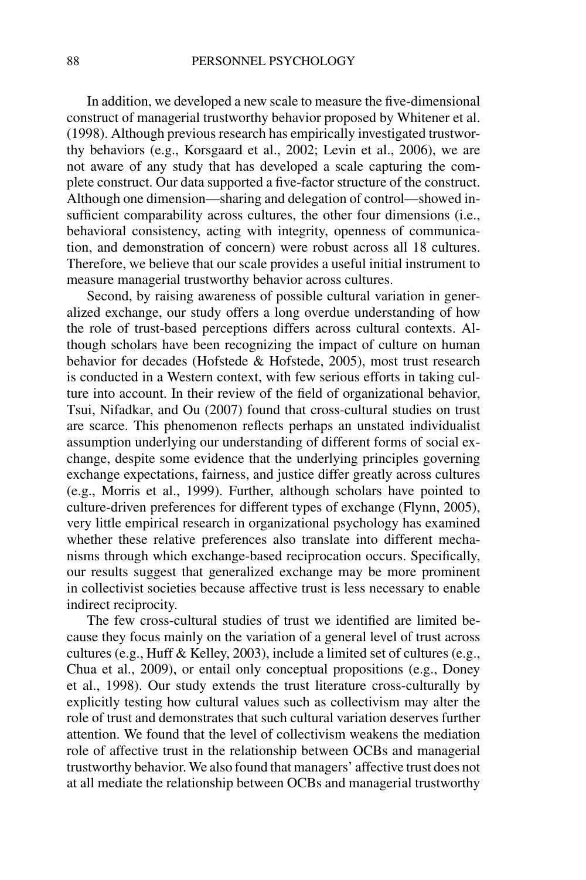In addition, we developed a new scale to measure the five-dimensional construct of managerial trustworthy behavior proposed by Whitener et al. (1998). Although previous research has empirically investigated trustworthy behaviors (e.g., Korsgaard et al., 2002; Levin et al., 2006), we are not aware of any study that has developed a scale capturing the complete construct. Our data supported a five-factor structure of the construct. Although one dimension—sharing and delegation of control—showed insufficient comparability across cultures, the other four dimensions (i.e., behavioral consistency, acting with integrity, openness of communication, and demonstration of concern) were robust across all 18 cultures. Therefore, we believe that our scale provides a useful initial instrument to measure managerial trustworthy behavior across cultures.

Second, by raising awareness of possible cultural variation in generalized exchange, our study offers a long overdue understanding of how the role of trust-based perceptions differs across cultural contexts. Although scholars have been recognizing the impact of culture on human behavior for decades (Hofstede & Hofstede, 2005), most trust research is conducted in a Western context, with few serious efforts in taking culture into account. In their review of the field of organizational behavior, Tsui, Nifadkar, and Ou (2007) found that cross-cultural studies on trust are scarce. This phenomenon reflects perhaps an unstated individualist assumption underlying our understanding of different forms of social exchange, despite some evidence that the underlying principles governing exchange expectations, fairness, and justice differ greatly across cultures (e.g., Morris et al., 1999). Further, although scholars have pointed to culture-driven preferences for different types of exchange (Flynn, 2005), very little empirical research in organizational psychology has examined whether these relative preferences also translate into different mechanisms through which exchange-based reciprocation occurs. Specifically, our results suggest that generalized exchange may be more prominent in collectivist societies because affective trust is less necessary to enable indirect reciprocity.

The few cross-cultural studies of trust we identified are limited because they focus mainly on the variation of a general level of trust across cultures (e.g., Huff & Kelley, 2003), include a limited set of cultures (e.g., Chua et al., 2009), or entail only conceptual propositions (e.g., Doney et al., 1998). Our study extends the trust literature cross-culturally by explicitly testing how cultural values such as collectivism may alter the role of trust and demonstrates that such cultural variation deserves further attention. We found that the level of collectivism weakens the mediation role of affective trust in the relationship between OCBs and managerial trustworthy behavior. We also found that managers' affective trust does not at all mediate the relationship between OCBs and managerial trustworthy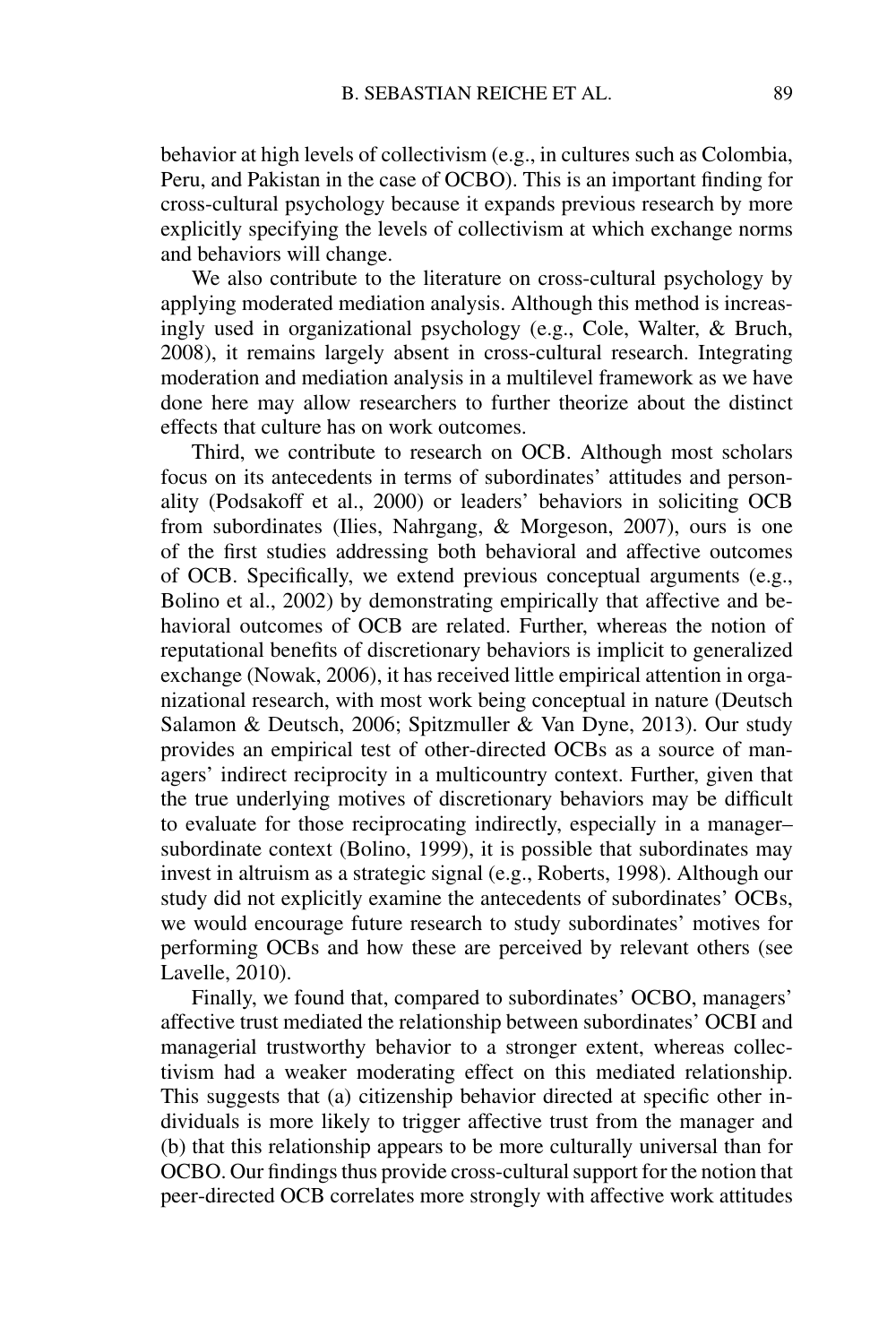behavior at high levels of collectivism (e.g., in cultures such as Colombia, Peru, and Pakistan in the case of OCBO). This is an important finding for cross-cultural psychology because it expands previous research by more explicitly specifying the levels of collectivism at which exchange norms and behaviors will change.

We also contribute to the literature on cross-cultural psychology by applying moderated mediation analysis. Although this method is increasingly used in organizational psychology (e.g., Cole, Walter, & Bruch, 2008), it remains largely absent in cross-cultural research. Integrating moderation and mediation analysis in a multilevel framework as we have done here may allow researchers to further theorize about the distinct effects that culture has on work outcomes.

Third, we contribute to research on OCB. Although most scholars focus on its antecedents in terms of subordinates' attitudes and personality (Podsakoff et al., 2000) or leaders' behaviors in soliciting OCB from subordinates (Ilies, Nahrgang, & Morgeson, 2007), ours is one of the first studies addressing both behavioral and affective outcomes of OCB. Specifically, we extend previous conceptual arguments (e.g., Bolino et al., 2002) by demonstrating empirically that affective and behavioral outcomes of OCB are related. Further, whereas the notion of reputational benefits of discretionary behaviors is implicit to generalized exchange (Nowak, 2006), it has received little empirical attention in organizational research, with most work being conceptual in nature (Deutsch Salamon & Deutsch, 2006; Spitzmuller & Van Dyne, 2013). Our study provides an empirical test of other-directed OCBs as a source of managers' indirect reciprocity in a multicountry context. Further, given that the true underlying motives of discretionary behaviors may be difficult to evaluate for those reciprocating indirectly, especially in a manager–subordinate context (Bolino, 1999), it is possible that subordinates may invest in altruism as a strategic signal (e.g., Roberts, 1998). Although our study did not explicitly examine the antecedents of subordinates' OCBs, we would encourage future research to study subordinates' motives for performing OCBs and how these are perceived by relevant others (see Lavelle, 2010).

Finally, we found that, compared to subordinates' OCBO, managers' affective trust mediated the relationship between subordinates' OCBI and managerial trustworthy behavior to a stronger extent, whereas collectivism had a weaker moderating effect on this mediated relationship. This suggests that (a) citizenship behavior directed at specific other individuals is more likely to trigger affective trust from the manager and (b) that this relationship appears to be more culturally universal than for OCBO. Our findings thus provide cross-cultural support for the notion that peer-directed OCB correlates more strongly with affective work attitudes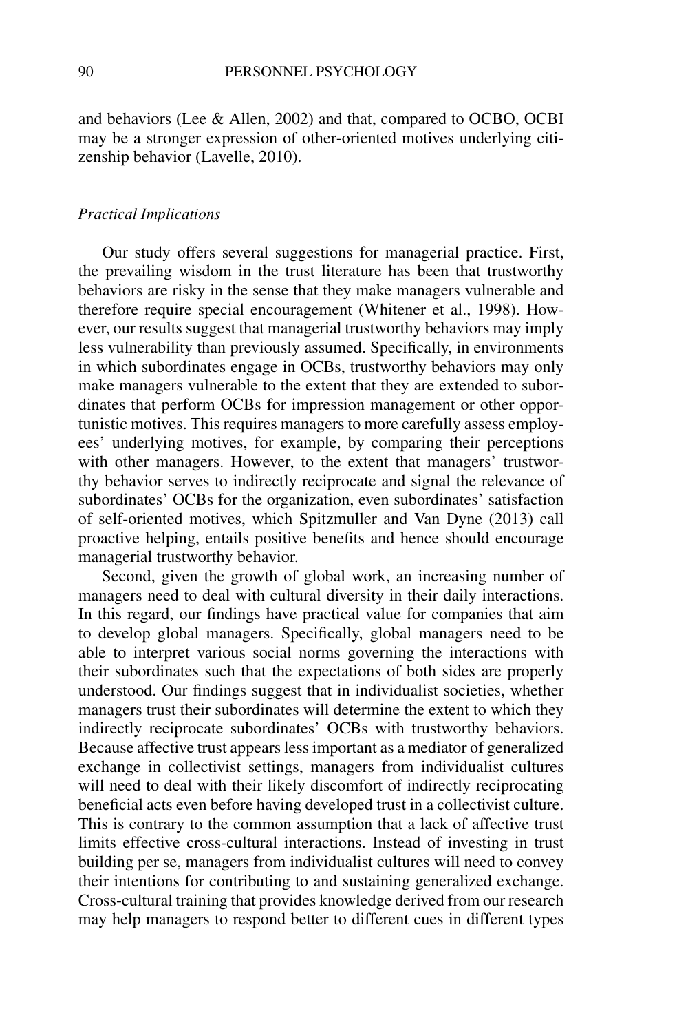and behaviors (Lee & Allen, 2002) and that, compared to OCBO, OCBI may be a stronger expression of other-oriented motives underlying citizenship behavior (Lavelle, 2010).

### *Practical Implications*

Our study offers several suggestions for managerial practice. First, the prevailing wisdom in the trust literature has been that trustworthy behaviors are risky in the sense that they make managers vulnerable and therefore require special encouragement (Whitener et al., 1998). However, our results suggest that managerial trustworthy behaviors may imply less vulnerability than previously assumed. Specifically, in environments in which subordinates engage in OCBs, trustworthy behaviors may only make managers vulnerable to the extent that they are extended to subordinates that perform OCBs for impression management or other opportunistic motives. This requires managers to more carefully assess employees' underlying motives, for example, by comparing their perceptions with other managers. However, to the extent that managers' trustworthy behavior serves to indirectly reciprocate and signal the relevance of subordinates' OCBs for the organization, even subordinates' satisfaction of self-oriented motives, which Spitzmuller and Van Dyne (2013) call proactive helping, entails positive benefits and hence should encourage managerial trustworthy behavior.

Second, given the growth of global work, an increasing number of managers need to deal with cultural diversity in their daily interactions. In this regard, our findings have practical value for companies that aim to develop global managers. Specifically, global managers need to be able to interpret various social norms governing the interactions with their subordinates such that the expectations of both sides are properly understood. Our findings suggest that in individualist societies, whether managers trust their subordinates will determine the extent to which they indirectly reciprocate subordinates' OCBs with trustworthy behaviors. Because affective trust appears less important as a mediator of generalized exchange in collectivist settings, managers from individualist cultures will need to deal with their likely discomfort of indirectly reciprocating beneficial acts even before having developed trust in a collectivist culture. This is contrary to the common assumption that a lack of affective trust limits effective cross-cultural interactions. Instead of investing in trust building per se, managers from individualist cultures will need to convey their intentions for contributing to and sustaining generalized exchange. Cross-cultural training that provides knowledge derived from our research may help managers to respond better to different cues in different types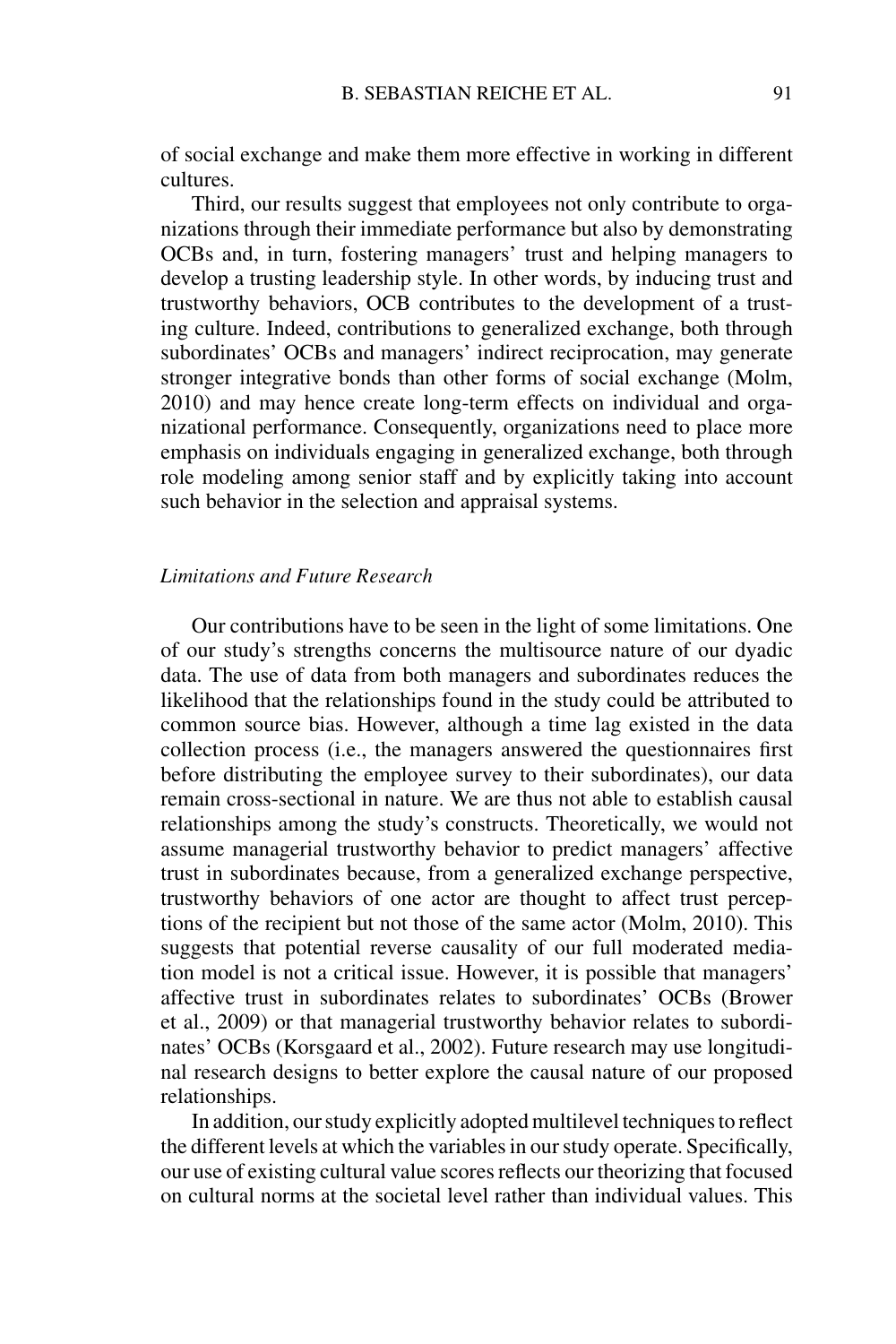of social exchange and make them more effective in working in different cultures.

Third, our results suggest that employees not only contribute to organizations through their immediate performance but also by demonstrating OCBs and, in turn, fostering managers' trust and helping managers to develop a trusting leadership style. In other words, by inducing trust and trustworthy behaviors, OCB contributes to the development of a trusting culture. Indeed, contributions to generalized exchange, both through subordinates' OCBs and managers' indirect reciprocation, may generate stronger integrative bonds than other forms of social exchange (Molm, 2010) and may hence create long-term effects on individual and organizational performance. Consequently, organizations need to place more emphasis on individuals engaging in generalized exchange, both through role modeling among senior staff and by explicitly taking into account such behavior in the selection and appraisal systems.

### *Limitations and Future Research*

Our contributions have to be seen in the light of some limitations. One of our study's strengths concerns the multisource nature of our dyadic data. The use of data from both managers and subordinates reduces the likelihood that the relationships found in the study could be attributed to common source bias. However, although a time lag existed in the data collection process (i.e., the managers answered the questionnaires first before distributing the employee survey to their subordinates), our data remain cross-sectional in nature. We are thus not able to establish causal relationships among the study's constructs. Theoretically, we would not assume managerial trustworthy behavior to predict managers' affective trust in subordinates because, from a generalized exchange perspective, trustworthy behaviors of one actor are thought to affect trust perceptions of the recipient but not those of the same actor (Molm, 2010). This suggests that potential reverse causality of our full moderated mediation model is not a critical issue. However, it is possible that managers' affective trust in subordinates relates to subordinates' OCBs (Brower et al., 2009) or that managerial trustworthy behavior relates to subordinates' OCBs (Korsgaard et al., 2002). Future research may use longitudinal research designs to better explore the causal nature of our proposed relationships.

In addition, our study explicitly adopted multilevel techniques to reflect the different levels at which the variables in our study operate. Specifically, our use of existing cultural value scores reflects our theorizing that focused on cultural norms at the societal level rather than individual values. This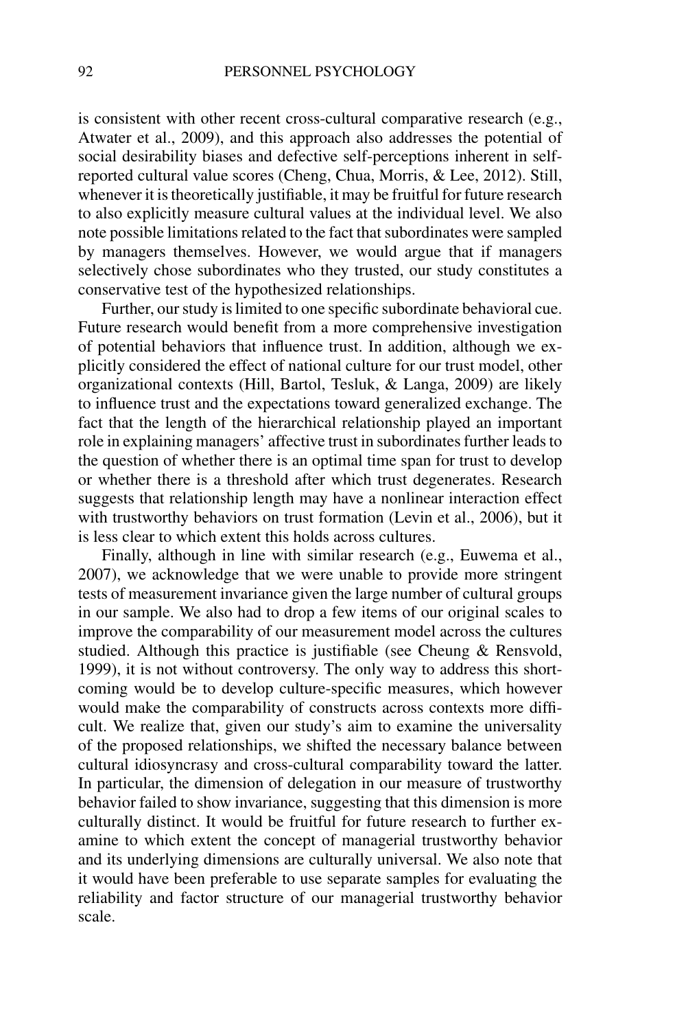is consistent with other recent cross-cultural comparative research (e.g., Atwater et al., 2009), and this approach also addresses the potential of social desirability biases and defective self-perceptions inherent in self-reported cultural value scores (Cheng, Chua, Morris, & Lee, 2012). Still, whenever it is theoretically justifiable, it may be fruitful for future research to also explicitly measure cultural values at the individual level. We also note possible limitations related to the fact that subordinates were sampled by managers themselves. However, we would argue that if managers selectively chose subordinates who they trusted, our study constitutes a conservative test of the hypothesized relationships.

Further, our study is limited to one specific subordinate behavioral cue. Future research would benefit from a more comprehensive investigation of potential behaviors that influence trust. In addition, although we explicitly considered the effect of national culture for our trust model, other organizational contexts (Hill, Bartol, Tesluk, & Langa, 2009) are likely to influence trust and the expectations toward generalized exchange. The fact that the length of the hierarchical relationship played an important role in explaining managers' affective trust in subordinates further leads to the question of whether there is an optimal time span for trust to develop or whether there is a threshold after which trust degenerates. Research suggests that relationship length may have a nonlinear interaction effect with trustworthy behaviors on trust formation (Levin et al., 2006), but it is less clear to which extent this holds across cultures.

Finally, although in line with similar research (e.g., Euwema et al., 2007), we acknowledge that we were unable to provide more stringent tests of measurement invariance given the large number of cultural groups in our sample. We also had to drop a few items of our original scales to improve the comparability of our measurement model across the cultures studied. Although this practice is justifiable (see Cheung & Rensvold, 1999), it is not without controversy. The only way to address this shortcoming would be to develop culture-specific measures, which however would make the comparability of constructs across contexts more difficult. We realize that, given our study's aim to examine the universality of the proposed relationships, we shifted the necessary balance between cultural idiosyncrasy and cross-cultural comparability toward the latter. In particular, the dimension of delegation in our measure of trustworthy behavior failed to show invariance, suggesting that this dimension is more culturally distinct. It would be fruitful for future research to further examine to which extent the concept of managerial trustworthy behavior and its underlying dimensions are culturally universal. We also note that it would have been preferable to use separate samples for evaluating the reliability and factor structure of our managerial trustworthy behavior scale.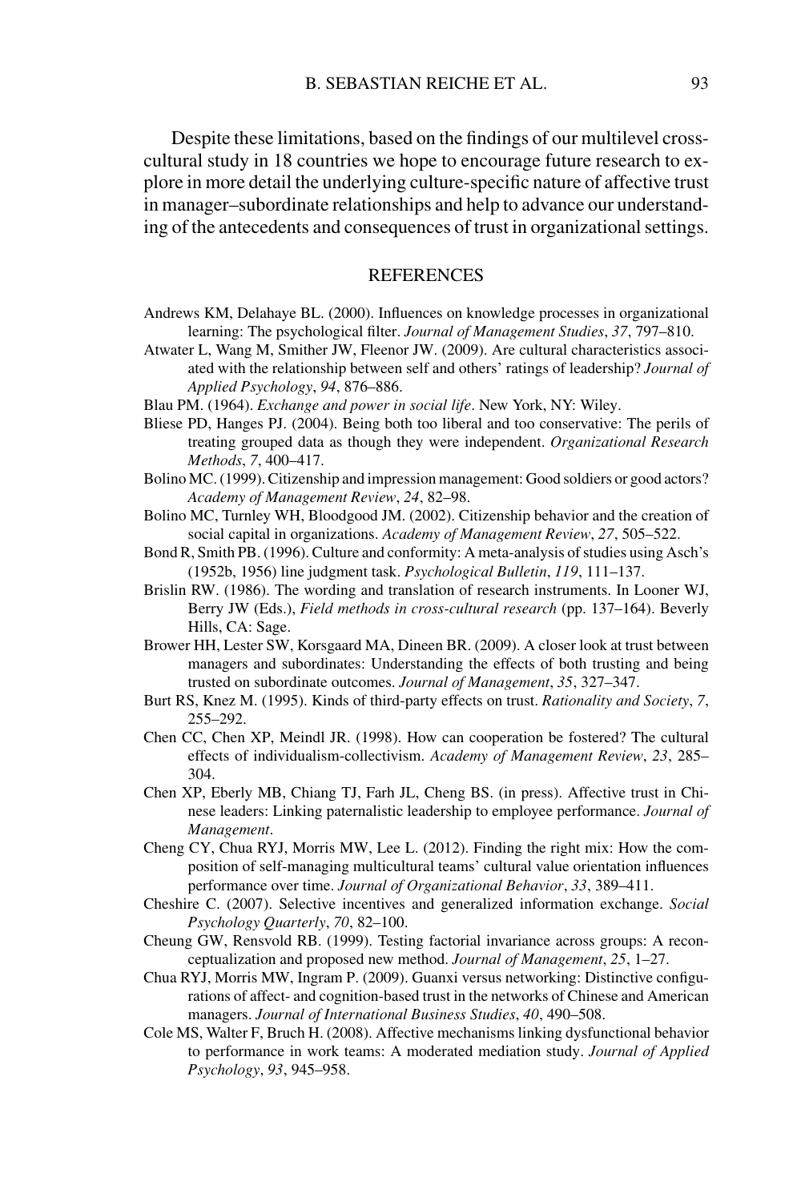Despite these limitations, based on the findings of our multilevel cross-cultural study in 18 countries we hope to encourage future research to explore in more detail the underlying culture-specific nature of affective trust in manager–subordinate relationships and help to advance our understanding of the antecedents and consequences of trust in organizational settings.

## REFERENCES

Andrews KM, Delahaye BL. (2000). Influences on knowledge processes in organizational learning: The psychological filter. *Journal of Management Studies*, *37*, 797–810.

Atwater L, Wang M, Smither JW, Fleenor JW. (2009). Are cultural characteristics associated with the relationship between self and others' ratings of leadership? *Journal of Applied Psychology*, *94*, 876–886.

Blau PM. (1964). *Exchange and power in social life*. New York, NY: Wiley.

Bliese PD, Hanges PJ. (2004). Being both too liberal and too conservative: The perils of treating grouped data as though they were independent. *Organizational Research Methods*, *7*, 400–417.

Bolino MC. (1999). Citizenship and impression management: Good soldiers or good actors? *Academy of Management Review*, *24*, 82–98.

Bolino MC, Turnley WH, Bloodgood JM. (2002). Citizenship behavior and the creation of social capital in organizations. *Academy of Management Review*, *27*, 505–522.

Bond R, Smith PB. (1996). Culture and conformity: A meta-analysis of studies using Asch's (1952b, 1956) line judgment task. *Psychological Bulletin*, *119*, 111–137.

Brislin RW. (1986). The wording and translation of research instruments. In Looner WJ, Berry JW (Eds.), *Field methods in cross-cultural research* (pp. 137–164). Beverly Hills, CA: Sage.

Brower HH, Lester SW, Korsgaard MA, Dineen BR. (2009). A closer look at trust between managers and subordinates: Understanding the effects of both trusting and being trusted on subordinate outcomes. *Journal of Management*, *35*, 327–347.

Burt RS, Knez M. (1995). Kinds of third-party effects on trust. *Rationality and Society*, *7*, 255–292.

Chen CC, Chen XP, Meindl JR. (1998). How can cooperation be fostered? The cultural effects of individualism-collectivism. *Academy of Management Review*, *23*, 285–304.

Chen XP, Eberly MB, Chiang TJ, Farh JL, Cheng BS. (in press). Affective trust in Chinese leaders: Linking paternalistic leadership to employee performance. *Journal of Management*.

Cheng CY, Chua RYJ, Morris MW, Lee L. (2012). Finding the right mix: How the composition of self-managing multicultural teams' cultural value orientation influences performance over time. *Journal of Organizational Behavior*, *33*, 389–411.

Cheshire C. (2007). Selective incentives and generalized information exchange. *Social Psychology Quarterly*, *70*, 82–100.

Cheung GW, Rensvold RB. (1999). Testing factorial invariance across groups: A reconceptualization and proposed new method. *Journal of Management*, *25*, 1–27.

Chua RYJ, Morris MW, Ingram P. (2009). Guanxi versus networking: Distinctive configurations of affect- and cognition-based trust in the networks of Chinese and American managers. *Journal of International Business Studies*, *40*, 490–508.

Cole MS, Walter F, Bruch H. (2008). Affective mechanisms linking dysfunctional behavior to performance in work teams: A moderated mediation study. *Journal of Applied Psychology*, *93*, 945–958.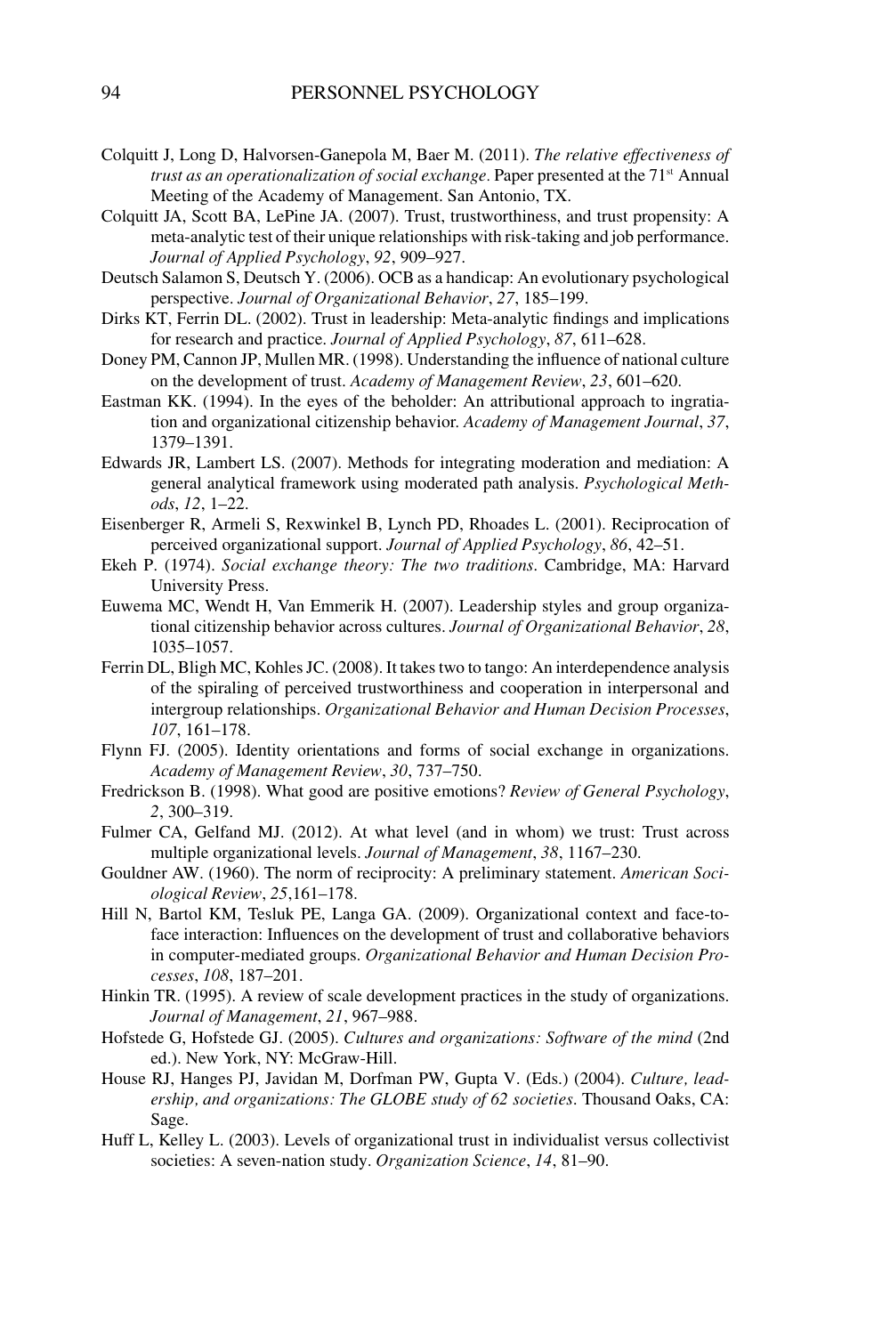Colquitt J, Long D, Halvorsen-Ganepola M, Baer M. (2011). *The relative effectiveness of trust as an operationalization of social exchange*. Paper presented at the 71st Annual Meeting of the Academy of Management. San Antonio, TX.

Colquitt JA, Scott BA, LePine JA. (2007). Trust, trustworthiness, and trust propensity: A meta-analytic test of their unique relationships with risk-taking and job performance. *Journal of Applied Psychology*, *92*, 909–927.

Deutsch Salamon S, Deutsch Y. (2006). OCB as a handicap: An evolutionary psychological perspective. *Journal of Organizational Behavior*, *27*, 185–199.

Dirks KT, Ferrin DL. (2002). Trust in leadership: Meta-analytic findings and implications for research and practice. *Journal of Applied Psychology*, *87*, 611–628.

Doney PM, Cannon JP, Mullen MR. (1998). Understanding the influence of national culture on the development of trust. *Academy of Management Review*, *23*, 601–620.

Eastman KK. (1994). In the eyes of the beholder: An attributional approach to ingratiation and organizational citizenship behavior. *Academy of Management Journal*, *37*, 1379–1391.

Edwards JR, Lambert LS. (2007). Methods for integrating moderation and mediation: A general analytical framework using moderated path analysis. *Psychological Methods*, *12*, 1–22.

Eisenberger R, Armeli S, Rexwinkel B, Lynch PD, Rhoades L. (2001). Reciprocation of perceived organizational support. *Journal of Applied Psychology*, *86*, 42–51.

Ekeh P. (1974). *Social exchange theory: The two traditions*. Cambridge, MA: Harvard University Press.

Euwema MC, Wendt H, Van Emmerik H. (2007). Leadership styles and group organizational citizenship behavior across cultures. *Journal of Organizational Behavior*, *28*, 1035–1057.

Ferrin DL, Bligh MC, Kohles JC. (2008). It takes two to tango: An interdependence analysis of the spiraling of perceived trustworthiness and cooperation in interpersonal and intergroup relationships. *Organizational Behavior and Human Decision Processes*, *107*, 161–178.

Flynn FJ. (2005). Identity orientations and forms of social exchange in organizations. *Academy of Management Review*, *30*, 737–750.

Fredrickson B. (1998). What good are positive emotions? *Review of General Psychology*, *2*, 300–319.

Fulmer CA, Gelfand MJ. (2012). At what level (and in whom) we trust: Trust across multiple organizational levels. *Journal of Management*, *38*, 1167–230.

Gouldner AW. (1960). The norm of reciprocity: A preliminary statement. *American Sociological Review*, *25*,161–178.

Hill N, Bartol KM, Tesluk PE, Langa GA. (2009). Organizational context and face-to-face interaction: Influences on the development of trust and collaborative behaviors in computer-mediated groups. *Organizational Behavior and Human Decision Processes*, *108*, 187–201.

Hinkin TR. (1995). A review of scale development practices in the study of organizations. *Journal of Management*, *21*, 967–988.

Hofstede G, Hofstede GJ. (2005). *Cultures and organizations: Software of the mind* (2nd ed.). New York, NY: McGraw-Hill.

House RJ, Hanges PJ, Javidan M, Dorfman PW, Gupta V. (Eds.) (2004). *Culture, leadership, and organizations: The GLOBE study of 62 societies*. Thousand Oaks, CA: Sage.

Huff L, Kelley L. (2003). Levels of organizational trust in individualist versus collectivist societies: A seven-nation study. *Organization Science*, *14*, 81–90.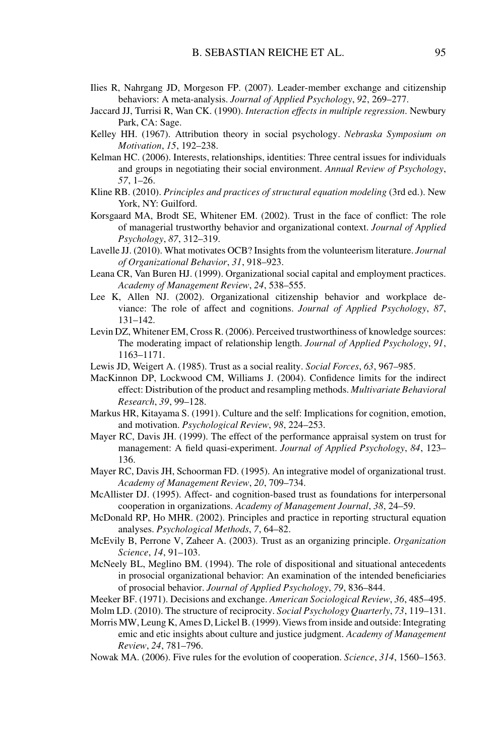Ilies R, Nahrgang JD, Morgeson FP. (2007). Leader-member exchange and citizenship behaviors: A meta-analysis. *Journal of Applied Psychology*, *92*, 269–277.

Jaccard JJ, Turrisi R, Wan CK. (1990). *Interaction effects in multiple regression*. Newbury Park, CA: Sage.

Kelley HH. (1967). Attribution theory in social psychology. *Nebraska Symposium on Motivation*, *15*, 192–238.

Kelman HC. (2006). Interests, relationships, identities: Three central issues for individuals and groups in negotiating their social environment. *Annual Review of Psychology*, *57*, 1–26.

Kline RB. (2010). *Principles and practices of structural equation modeling* (3rd ed.). New York, NY: Guilford.

Korsgaard MA, Brodt SE, Whitener EM. (2002). Trust in the face of conflict: The role of managerial trustworthy behavior and organizational context. *Journal of Applied Psychology*, *87*, 312–319.

Lavelle JJ. (2010). What motivates OCB? Insights from the volunteerism literature. *Journal of Organizational Behavior*, *31*, 918–923.

Leana CR, Van Buren HJ. (1999). Organizational social capital and employment practices. *Academy of Management Review*, *24*, 538–555.

Lee K, Allen NJ. (2002). Organizational citizenship behavior and workplace deviance: The role of affect and cognitions. *Journal of Applied Psychology*, *87*, 131–142.

Levin DZ, Whitener EM, Cross R. (2006). Perceived trustworthiness of knowledge sources: The moderating impact of relationship length. *Journal of Applied Psychology*, *91*, 1163–1171.

Lewis JD, Weigert A. (1985). Trust as a social reality. *Social Forces*, *63*, 967–985.

MacKinnon DP, Lockwood CM, Williams J. (2004). Confidence limits for the indirect effect: Distribution of the product and resampling methods. *Multivariate Behavioral Research*, *39*, 99–128.

Markus HR, Kitayama S. (1991). Culture and the self: Implications for cognition, emotion, and motivation. *Psychological Review*, *98*, 224–253.

Mayer RC, Davis JH. (1999). The effect of the performance appraisal system on trust for management: A field quasi-experiment. *Journal of Applied Psychology*, *84*, 123–136.

Mayer RC, Davis JH, Schoorman FD. (1995). An integrative model of organizational trust. *Academy of Management Review*, *20*, 709–734.

McAllister DJ. (1995). Affect- and cognition-based trust as foundations for interpersonal cooperation in organizations. *Academy of Management Journal*, *38*, 24–59.

McDonald RP, Ho MHR. (2002). Principles and practice in reporting structural equation analyses. *Psychological Methods*, *7*, 64–82.

McEvily B, Perrone V, Zaheer A. (2003). Trust as an organizing principle. *Organization Science*, *14*, 91–103.

McNeely BL, Meglino BM. (1994). The role of dispositional and situational antecedents in prosocial organizational behavior: An examination of the intended beneficiaries of prosocial behavior. *Journal of Applied Psychology*, *79*, 836–844.

Meeker BF. (1971). Decisions and exchange. *American Sociological Review*, *36*, 485–495.

Molm LD. (2010). The structure of reciprocity. *Social Psychology Quarterly*, *73*, 119–131.

Morris MW, Leung K, Ames D, Lickel B. (1999). Views from inside and outside: Integrating emic and etic insights about culture and justice judgment. *Academy of Management Review*, *24*, 781–796.

Nowak MA. (2006). Five rules for the evolution of cooperation. *Science*, *314*, 1560–1563.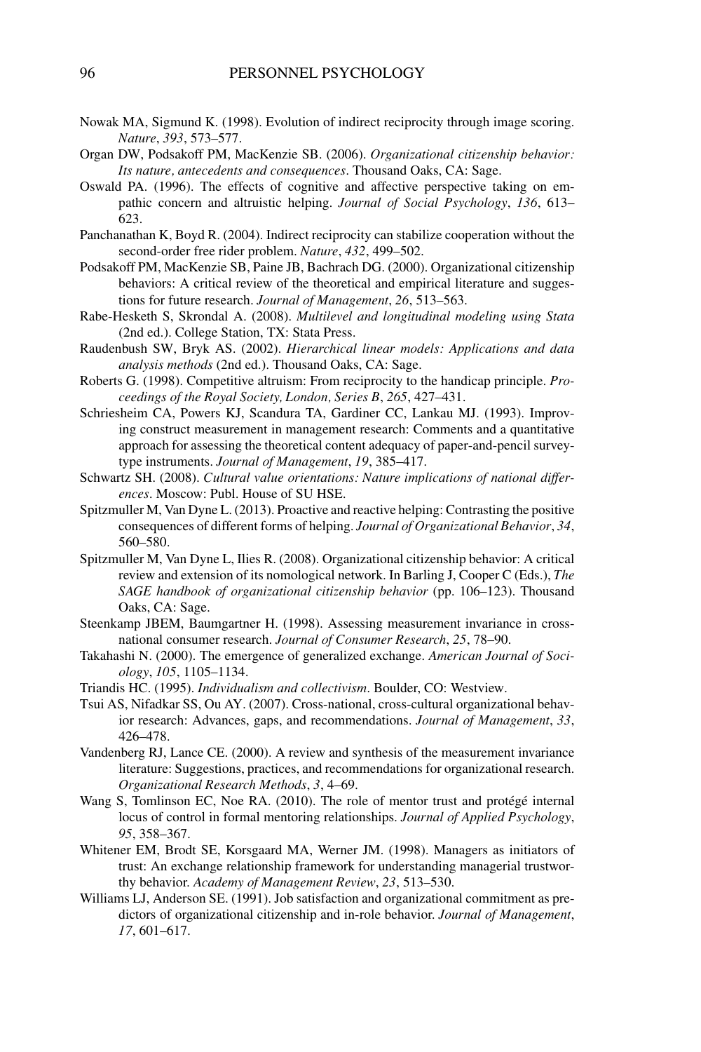Nowak MA, Sigmund K. (1998). Evolution of indirect reciprocity through image scoring. *Nature*, *393*, 573–577.

Organ DW, Podsakoff PM, MacKenzie SB. (2006). *Organizational citizenship behavior: Its nature, antecedents and consequences*. Thousand Oaks, CA: Sage.

Oswald PA. (1996). The effects of cognitive and affective perspective taking on empathic concern and altruistic helping. *Journal of Social Psychology*, *136*, 613–623.

Panchanathan K, Boyd R. (2004). Indirect reciprocity can stabilize cooperation without the second-order free rider problem. *Nature*, *432*, 499–502.

Podsakoff PM, MacKenzie SB, Paine JB, Bachrach DG. (2000). Organizational citizenship behaviors: A critical review of the theoretical and empirical literature and suggestions for future research. *Journal of Management*, *26*, 513–563.

Rabe-Hesketh S, Skrondal A. (2008). *Multilevel and longitudinal modeling using Stata* (2nd ed.). College Station, TX: Stata Press.

Raudenbush SW, Bryk AS. (2002). *Hierarchical linear models: Applications and data analysis methods* (2nd ed.). Thousand Oaks, CA: Sage.

Roberts G. (1998). Competitive altruism: From reciprocity to the handicap principle. *Proceedings of the Royal Society, London, Series B*, *265*, 427–431.

Schriesheim CA, Powers KJ, Scandura TA, Gardiner CC, Lankau MJ. (1993). Improving construct measurement in management research: Comments and a quantitative approach for assessing the theoretical content adequacy of paper-and-pencil survey-type instruments. *Journal of Management*, *19*, 385–417.

Schwartz SH. (2008). *Cultural value orientations: Nature implications of national differences*. Moscow: Publ. House of SU HSE.

Spitzmuller M, Van Dyne L. (2013). Proactive and reactive helping: Contrasting the positive consequences of different forms of helping. *Journal of Organizational Behavior*, *34*, 560–580.

Spitzmuller M, Van Dyne L, Ilies R. (2008). Organizational citizenship behavior: A critical review and extension of its nomological network. In Barling J, Cooper C (Eds.), *The SAGE handbook of organizational citizenship behavior* (pp. 106–123). Thousand Oaks, CA: Sage.

Steenkamp JBEM, Baumgartner H. (1998). Assessing measurement invariance in cross-national consumer research. *Journal of Consumer Research*, *25*, 78–90.

Takahashi N. (2000). The emergence of generalized exchange. *American Journal of Sociology*, *105*, 1105–1134.

Triandis HC. (1995). *Individualism and collectivism*. Boulder, CO: Westview.

Tsui AS, Nifadkar SS, Ou AY. (2007). Cross-national, cross-cultural organizational behavior research: Advances, gaps, and recommendations. *Journal of Management*, *33*, 426–478.

Vandenberg RJ, Lance CE. (2000). A review and synthesis of the measurement invariance literature: Suggestions, practices, and recommendations for organizational research. *Organizational Research Methods*, *3*, 4–69.

Wang S, Tomlinson EC, Noe RA. (2010). The role of mentor trust and protégé internal locus of control in formal mentoring relationships. *Journal of Applied Psychology*, *95*, 358–367.

Whitener EM, Brodt SE, Korsgaard MA, Werner JM. (1998). Managers as initiators of trust: An exchange relationship framework for understanding managerial trustworthy behavior. *Academy of Management Review*, *23*, 513–530.

Williams LJ, Anderson SE. (1991). Job satisfaction and organizational commitment as predictors of organizational citizenship and in-role behavior. *Journal of Management*, *17*, 601–617.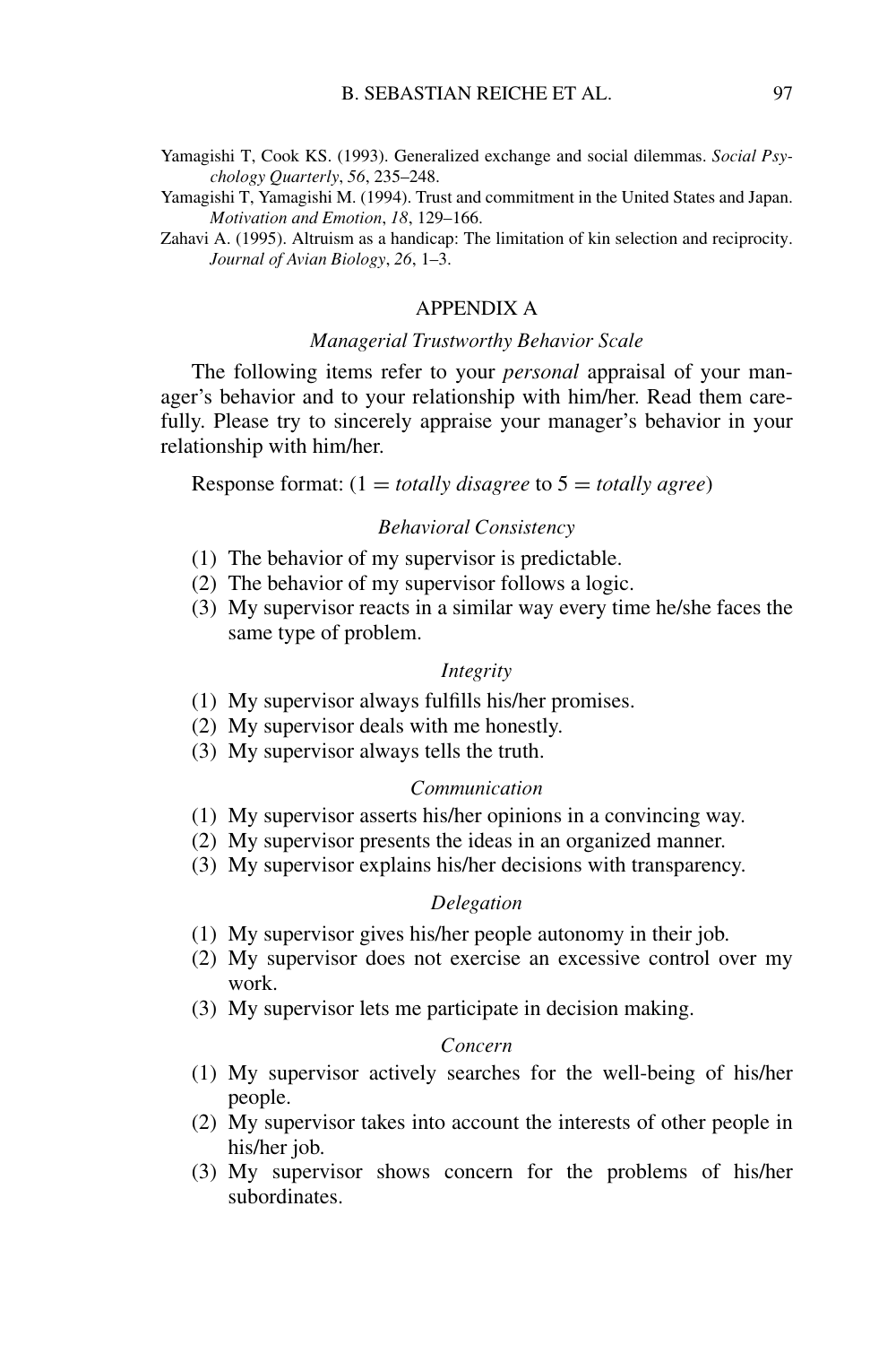Yamagishi T, Cook KS. (1993). Generalized exchange and social dilemmas. *Social Psychology Quarterly*, *56*, 235–248.

Yamagishi T, Yamagishi M. (1994). Trust and commitment in the United States and Japan. *Motivation and Emotion*, *18*, 129–166.

Zahavi A. (1995). Altruism as a handicap: The limitation of kin selection and reciprocity. *Journal of Avian Biology*, *26*, 1–3.

# APPENDIX A

## *Managerial Trustworthy Behavior Scale*

The following items refer to your *personal* appraisal of your manager's behavior and to your relationship with him/her. Read them carefully. Please try to sincerely appraise your manager's behavior in your relationship with him/her.

Response format: (1 = *totally disagree* to 5 = *totally agree*)

### *Behavioral Consistency*

(1) The behavior of my supervisor is predictable.
(2) The behavior of my supervisor follows a logic.
(3) My supervisor reacts in a similar way every time he/she faces the same type of problem.

### *Integrity*

(1) My supervisor always fulfills his/her promises.
(2) My supervisor deals with me honestly.
(3) My supervisor always tells the truth.

### *Communication*

(1) My supervisor asserts his/her opinions in a convincing way.
(2) My supervisor presents the ideas in an organized manner.
(3) My supervisor explains his/her decisions with transparency.

### *Delegation*

(1) My supervisor gives his/her people autonomy in their job.
(2) My supervisor does not exercise an excessive control over my work.
(3) My supervisor lets me participate in decision making.

### *Concern*

(1) My supervisor actively searches for the well-being of his/her people.
(2) My supervisor takes into account the interests of other people in his/her job.
(3) My supervisor shows concern for the problems of his/her subordinates.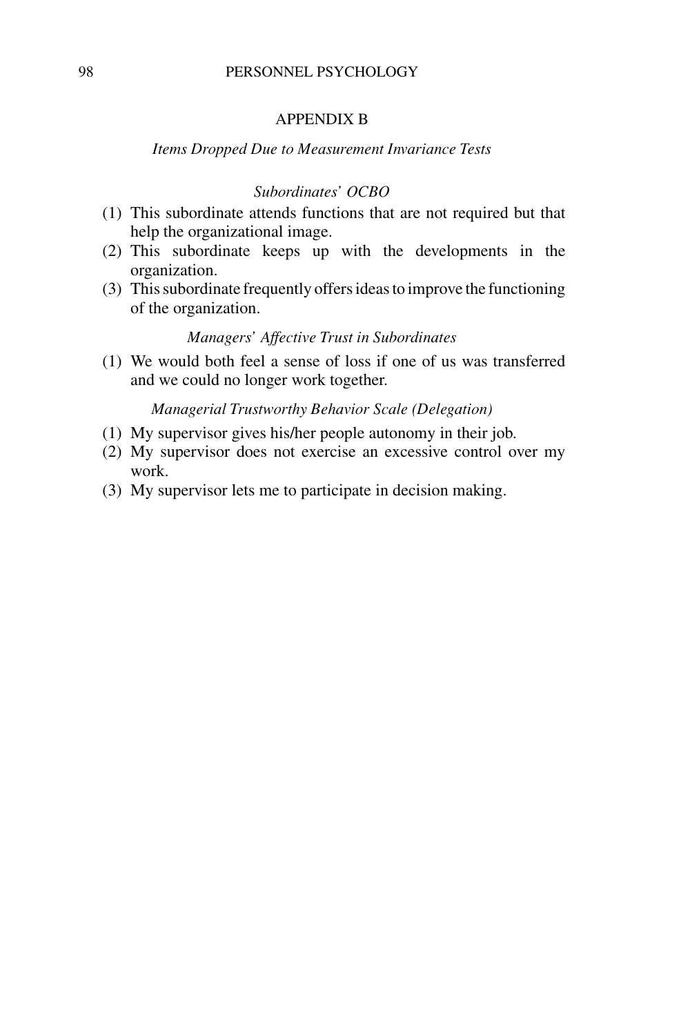## APPENDIX B

*Items Dropped Due to Measurement Invariance Tests*

### *Subordinates' OCBO*

(1) This subordinate attends functions that are not required but that help the organizational image.
(2) This subordinate keeps up with the developments in the organization.
(3) This subordinate frequently offers ideas to improve the functioning of the organization.

### *Managers' Affective Trust in Subordinates*

(1) We would both feel a sense of loss if one of us was transferred and we could no longer work together.

### *Managerial Trustworthy Behavior Scale (Delegation)*

(1) My supervisor gives his/her people autonomy in their job.
(2) My supervisor does not exercise an excessive control over my work.
(3) My supervisor lets me to participate in decision making.